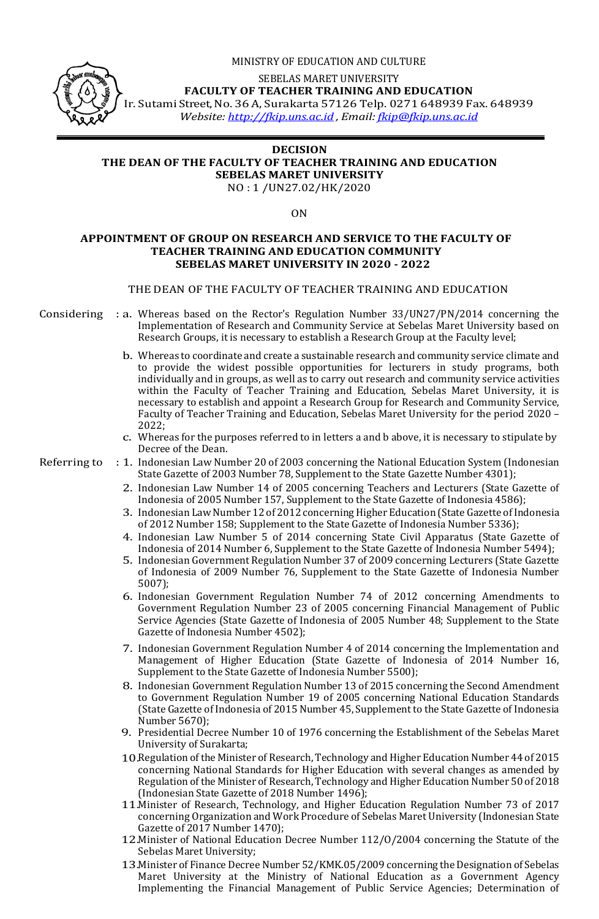MINISTRY OF EDUCATION AND CULTURE

SEBELAS MARET UNIVERSITY

**FACULTY OF TEACHER TRAINING AND EDUCATION**

Ir. Sutami Street, No. 36 A, Surakarta 57126 Telp. 0271 648939 Fax. 648939

*Website: http://fkip.uns.ac.id , Email: fkip@fkip.uns.ac.id*

---

**DECISION**
**THE DEAN OF THE FACULTY OF TEACHER TRAINING AND EDUCATION**
**SEBELAS MARET UNIVERSITY**
NO : 1 /UN27.02/HK/2020

ON

**APPOINTMENT OF GROUP ON RESEARCH AND SERVICE TO THE FACULTY OF TEACHER TRAINING AND EDUCATION COMMUNITY SEBELAS MARET UNIVERSITY IN 2020 - 2022**

THE DEAN OF THE FACULTY OF TEACHER TRAINING AND EDUCATION

Considering :

a. Whereas based on the Rector's Regulation Number 33/UN27/PN/2014 concerning the Implementation of Research and Community Service at Sebelas Maret University based on Research Groups, it is necessary to establish a Research Group at the Faculty level;

b. Whereas to coordinate and create a sustainable research and community service climate and to provide the widest possible opportunities for lecturers in study programs, both individually and in groups, as well as to carry out research and community service activities within the Faculty of Teacher Training and Education, Sebelas Maret University, it is necessary to establish and appoint a Research Group for Research and Community Service, Faculty of Teacher Training and Education, Sebelas Maret University for the period 2020 – 2022;

c. Whereas for the purposes referred to in letters a and b above, it is necessary to stipulate by Decree of the Dean.

Referring to :

1. Indonesian Law Number 20 of 2003 concerning the National Education System (Indonesian State Gazette of 2003 Number 78, Supplement to the State Gazette Number 4301);
2. Indonesian Law Number 14 of 2005 concerning Teachers and Lecturers (State Gazette of Indonesia of 2005 Number 157, Supplement to the State Gazette of Indonesia 4586);
3. Indonesian Law Number 12 of 2012 concerning Higher Education (State Gazette of Indonesia of 2012 Number 158; Supplement to the State Gazette of Indonesia Number 5336);
4. Indonesian Law Number 5 of 2014 concerning State Civil Apparatus (State Gazette of Indonesia of 2014 Number 6, Supplement to the State Gazette of Indonesia Number 5494);
5. Indonesian Government Regulation Number 37 of 2009 concerning Lecturers (State Gazette of Indonesia of 2009 Number 76, Supplement to the State Gazette of Indonesia Number 5007);
6. Indonesian Government Regulation Number 74 of 2012 concerning Amendments to Government Regulation Number 23 of 2005 concerning Financial Management of Public Service Agencies (State Gazette of Indonesia of 2005 Number 48; Supplement to the State Gazette of Indonesia Number 4502);
7. Indonesian Government Regulation Number 4 of 2014 concerning the Implementation and Management of Higher Education (State Gazette of Indonesia of 2014 Number 16, Supplement to the State Gazette of Indonesia Number 5500);
8. Indonesian Government Regulation Number 13 of 2015 concerning the Second Amendment to Government Regulation Number 19 of 2005 concerning National Education Standards (State Gazette of Indonesia of 2015 Number 45, Supplement to the State Gazette of Indonesia Number 5670);
9. Presidential Decree Number 10 of 1976 concerning the Establishment of the Sebelas Maret University of Surakarta;
10. Regulation of the Minister of Research, Technology and Higher Education Number 44 of 2015 concerning National Standards for Higher Education with several changes as amended by Regulation of the Minister of Research, Technology and Higher Education Number 50 of 2018 (Indonesian State Gazette of 2018 Number 1496);
11. Minister of Research, Technology, and Higher Education Regulation Number 73 of 2017 concerning Organization and Work Procedure of Sebelas Maret University (Indonesian State Gazette of 2017 Number 1470);
12. Minister of National Education Decree Number 112/O/2004 concerning the Statute of the Sebelas Maret University;
13. Minister of Finance Decree Number 52/KMK.05/2009 concerning the Designation of Sebelas Maret University at the Ministry of National Education as a Government Agency Implementing the Financial Management of Public Service Agencies; Determination of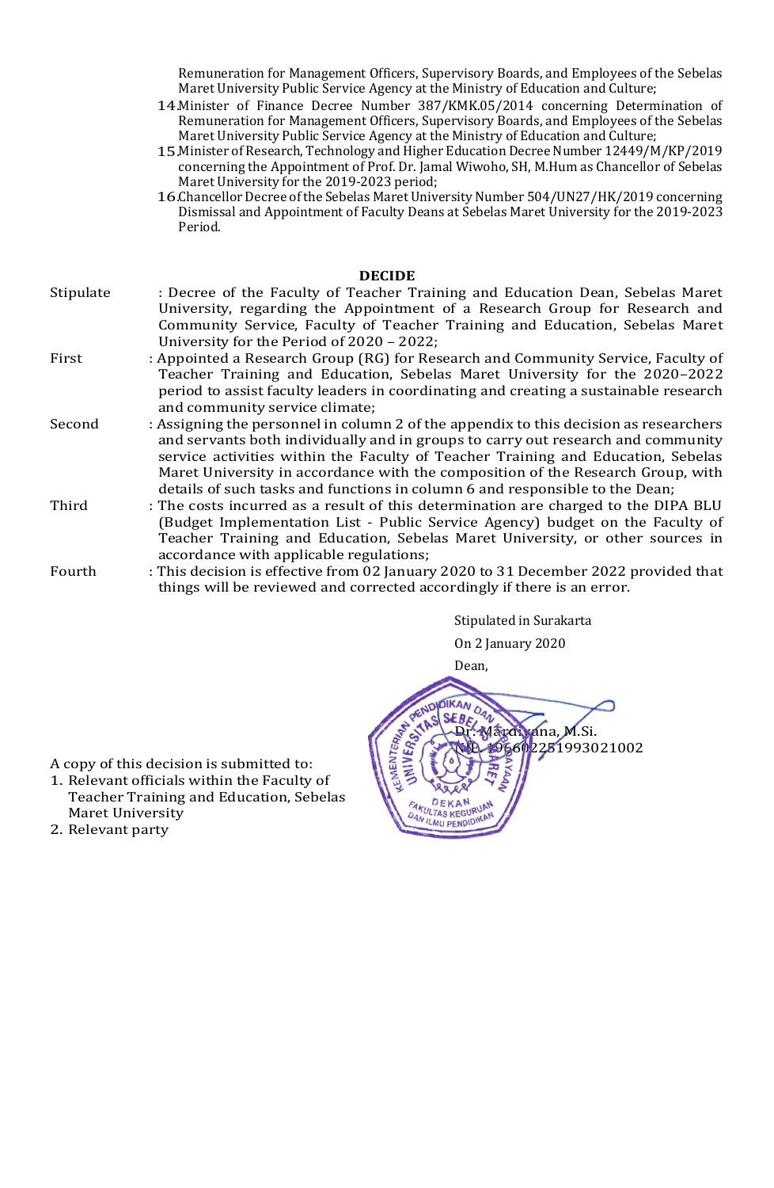Remuneration for Management Officers, Supervisory Boards, and Employees of the Sebelas Maret University Public Service Agency at the Ministry of Education and Culture;

14. Minister of Finance Decree Number 387/KMK.05/2014 concerning Determination of Remuneration for Management Officers, Supervisory Boards, and Employees of the Sebelas Maret University Public Service Agency at the Ministry of Education and Culture;
15. Minister of Research, Technology and Higher Education Decree Number 12449/M/KP/2019 concerning the Appointment of Prof. Dr. Jamal Wiwoho, SH, M.Hum as Chancellor of Sebelas Maret University for the 2019-2023 period;
16. Chancellor Decree of the Sebelas Maret University Number 504/UN27/HK/2019 concerning Dismissal and Appointment of Faculty Deans at Sebelas Maret University for the 2019-2023 Period.

**DECIDE**

Stipulate : Decree of the Faculty of Teacher Training and Education Dean, Sebelas Maret University, regarding the Appointment of a Research Group for Research and Community Service, Faculty of Teacher Training and Education, Sebelas Maret University for the Period of 2020 – 2022;

First : Appointed a Research Group (RG) for Research and Community Service, Faculty of Teacher Training and Education, Sebelas Maret University for the 2020–2022 period to assist faculty leaders in coordinating and creating a sustainable research and community service climate;

Second : Assigning the personnel in column 2 of the appendix to this decision as researchers and servants both individually and in groups to carry out research and community service activities within the Faculty of Teacher Training and Education, Sebelas Maret University in accordance with the composition of the Research Group, with details of such tasks and functions in column 6 and responsible to the Dean;

Third : The costs incurred as a result of this determination are charged to the DIPA BLU (Budget Implementation List - Public Service Agency) budget on the Faculty of Teacher Training and Education, Sebelas Maret University, or other sources in accordance with applicable regulations;

Fourth : This decision is effective from 02 January 2020 to 31 December 2022 provided that things will be reviewed and corrected accordingly if there is an error.

Stipulated in Surakarta
On 2 January 2020
Dean,

Dr. Mardiyana, M.Si.
NIP. 196602251993021002

A copy of this decision is submitted to:

1. Relevant officials within the Faculty of Teacher Training and Education, Sebelas Maret University
2. Relevant party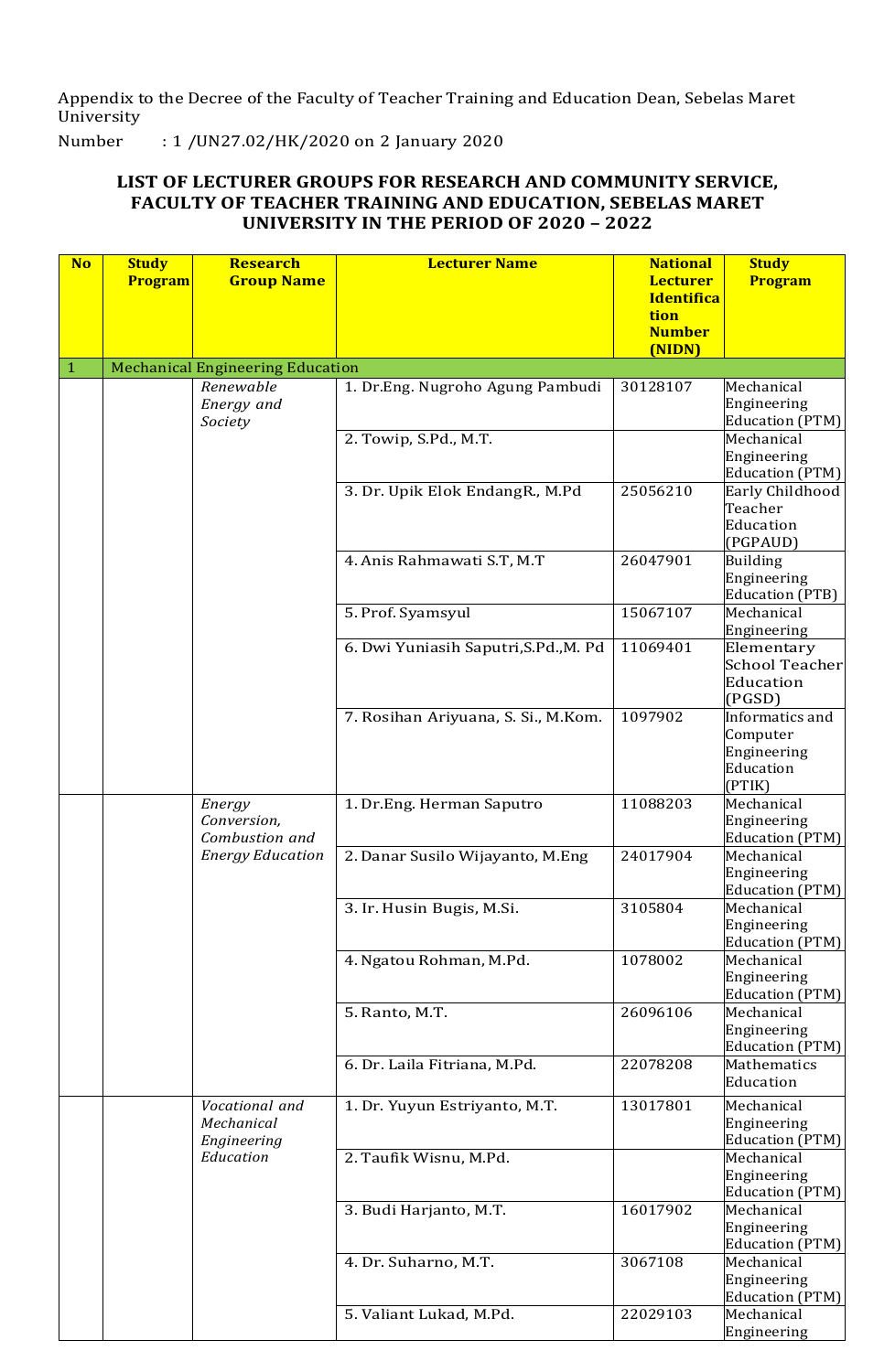Appendix to the Decree of the Faculty of Teacher Training and Education Dean, Sebelas Maret University

Number : 1 /UN27.02/HK/2020 on 2 January 2020

## LIST OF LECTURER GROUPS FOR RESEARCH AND COMMUNITY SERVICE, FACULTY OF TEACHER TRAINING AND EDUCATION, SEBELAS MARET UNIVERSITY IN THE PERIOD OF 2020 – 2022

| No | Study Program | Research Group Name | Lecturer Name | National Lecturer Identification Number (NIDN) | Study Program |
|---|---|---|---|---|---|
| 1 | Mechanical Engineering Education | | | | |
| | | *Renewable Energy and Society* | 1. Dr.Eng. Nugroho Agung Pambudi | 30128107 | Mechanical Engineering Education (PTM) |
| | | | 2. Towip, S.Pd., M.T. | | Mechanical Engineering Education (PTM) |
| | | | 3. Dr. Upik Elok EndangR., M.Pd | 25056210 | Early Childhood Teacher Education (PGPAUD) |
| | | | 4. Anis Rahmawati S.T, M.T | 26047901 | Building Engineering Education (PTB) |
| | | | 5. Prof. Syamsyul | 15067107 | Mechanical Engineering |
| | | | 6. Dwi Yuniasih Saputri,S.Pd.,M. Pd | 11069401 | Elementary School Teacher Education (PGSD) |
| | | | 7. Rosihan Ariyuana, S. Si., M.Kom. | 1097902 | Informatics and Computer Engineering Education (PTIK) |
| | | *Energy Conversion, Combustion and Energy Education* | 1. Dr.Eng. Herman Saputro | 11088203 | Mechanical Engineering Education (PTM) |
| | | | 2. Danar Susilo Wijayanto, M.Eng | 24017904 | Mechanical Engineering Education (PTM) |
| | | | 3. Ir. Husin Bugis, M.Si. | 3105804 | Mechanical Engineering Education (PTM) |
| | | | 4. Ngatou Rohman, M.Pd. | 1078002 | Mechanical Engineering Education (PTM) |
| | | | 5. Ranto, M.T. | 26096106 | Mechanical Engineering Education (PTM) |
| | | | 6. Dr. Laila Fitriana, M.Pd. | 22078208 | Mathematics Education |
| | | *Vocational and Mechanical Engineering Education* | 1. Dr. Yuyun Estriyanto, M.T. | 13017801 | Mechanical Engineering Education (PTM) |
| | | | 2. Taufik Wisnu, M.Pd. | | Mechanical Engineering Education (PTM) |
| | | | 3. Budi Harjanto, M.T. | 16017902 | Mechanical Engineering Education (PTM) |
| | | | 4. Dr. Suharno, M.T. | 3067108 | Mechanical Engineering Education (PTM) |
| | | | 5. Valiant Lukad, M.Pd. | 22029103 | Mechanical Engineering |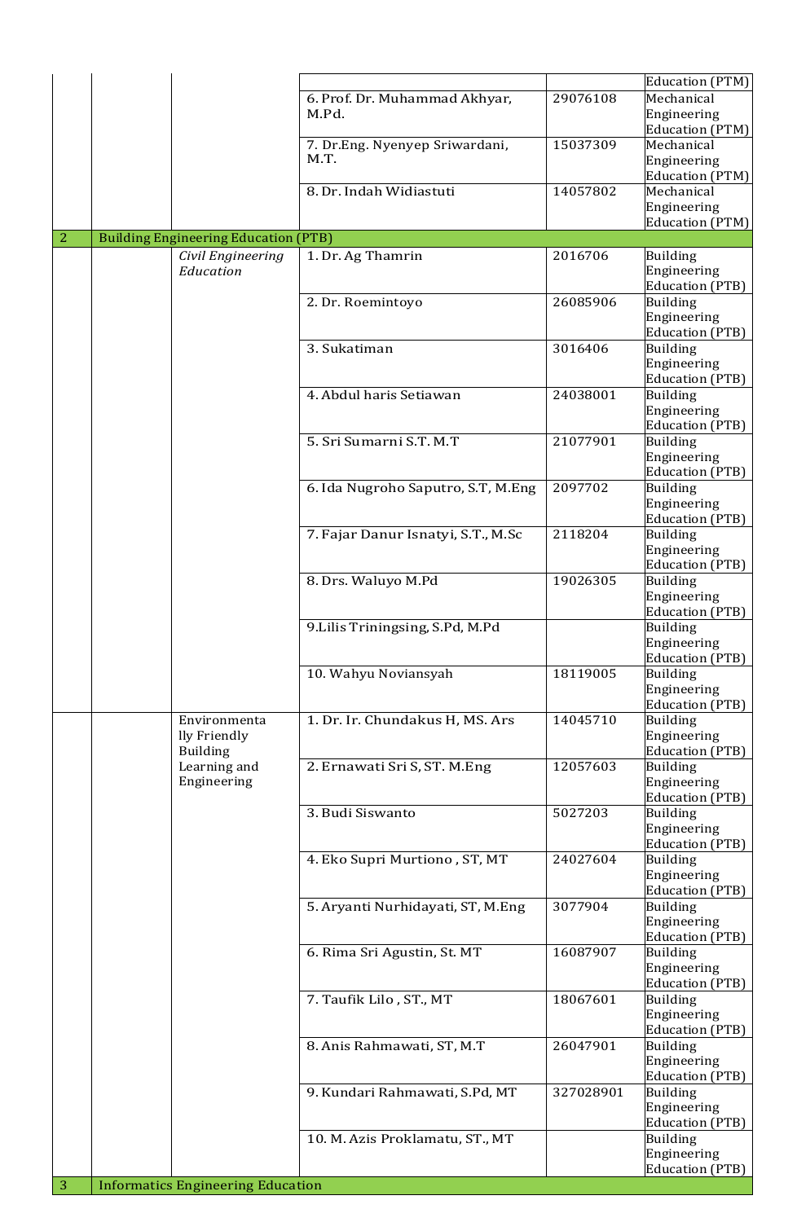| | | | | | |
|---|---|---|---|---|---|
| | | | | | Education (PTM) |
| | | | 6. Prof. Dr. Muhammad Akhyar, M.Pd. | 29076108 | Mechanical Engineering Education (PTM) |
| | | | 7. Dr.Eng. Nyenyep Sriwardani, M.T. | 15037309 | Mechanical Engineering Education (PTM) |
| | | | 8. Dr. Indah Widiastuti | 14057802 | Mechanical Engineering Education (PTM) |
| 2 | Building Engineering Education (PTB) | | | | |
| | | *Civil Engineering Education* | 1. Dr. Ag Thamrin | 2016706 | Building Engineering Education (PTB) |
| | | | 2. Dr. Roemintoyo | 26085906 | Building Engineering Education (PTB) |
| | | | 3. Sukatiman | 3016406 | Building Engineering Education (PTB) |
| | | | 4. Abdul haris Setiawan | 24038001 | Building Engineering Education (PTB) |
| | | | 5. Sri Sumarni S.T. M.T | 21077901 | Building Engineering Education (PTB) |
| | | | 6. Ida Nugroho Saputro, S.T, M.Eng | 2097702 | Building Engineering Education (PTB) |
| | | | 7. Fajar Danur Isnatyi, S.T., M.Sc | 2118204 | Building Engineering Education (PTB) |
| | | | 8. Drs. Waluyo M.Pd | 19026305 | Building Engineering Education (PTB) |
| | | | 9.Lilis Triningsing, S.Pd, M.Pd | | Building Engineering Education (PTB) |
| | | | 10. Wahyu Noviansyah | 18119005 | Building Engineering Education (PTB) |
| | | Environmentally Friendly Building Learning and Engineering | 1. Dr. Ir. Chundakus H, MS. Ars | 14045710 | Building Engineering Education (PTB) |
| | | | 2. Ernawati Sri S, ST. M.Eng | 12057603 | Building Engineering Education (PTB) |
| | | | 3. Budi Siswanto | 5027203 | Building Engineering Education (PTB) |
| | | | 4. Eko Supri Murtiono , ST, MT | 24027604 | Building Engineering Education (PTB) |
| | | | 5. Aryanti Nurhidayati, ST, M.Eng | 3077904 | Building Engineering Education (PTB) |
| | | | 6. Rima Sri Agustin, St. MT | 16087907 | Building Engineering Education (PTB) |
| | | | 7. Taufik Lilo , ST., MT | 18067601 | Building Engineering Education (PTB) |
| | | | 8. Anis Rahmawati, ST, M.T | 26047901 | Building Engineering Education (PTB) |
| | | | 9. Kundari Rahmawati, S.Pd, MT | 327028901 | Building Engineering Education (PTB) |
| | | | 10. M. Azis Proklamatu, ST., MT | | Building Engineering Education (PTB) |
| 3 | Informatics Engineering Education | | | | |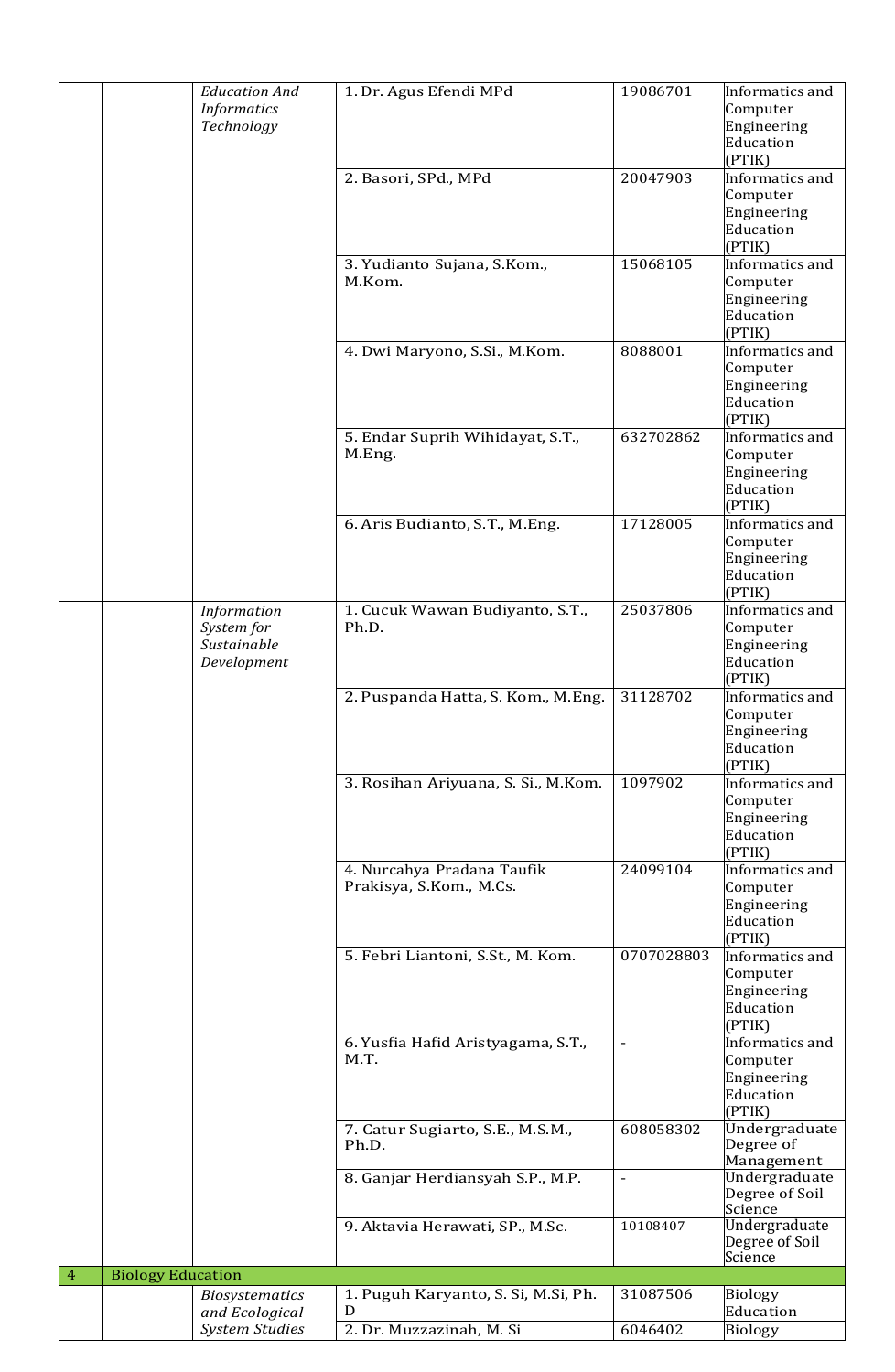| | | | | | |
|---|---|---|---|---|---|
| | | *Education And Informatics Technology* | 1. Dr. Agus Efendi MPd | 19086701 | Informatics and Computer Engineering Education (PTIK) |
| | | | 2. Basori, SPd., MPd | 20047903 | Informatics and Computer Engineering Education (PTIK) |
| | | | 3. Yudianto Sujana, S.Kom., M.Kom. | 15068105 | Informatics and Computer Engineering Education (PTIK) |
| | | | 4. Dwi Maryono, S.Si., M.Kom. | 8088001 | Informatics and Computer Engineering Education (PTIK) |
| | | | 5. Endar Suprih Wihidayat, S.T., M.Eng. | 632702862 | Informatics and Computer Engineering Education (PTIK) |
| | | | 6. Aris Budianto, S.T., M.Eng. | 17128005 | Informatics and Computer Engineering Education (PTIK) |
| | | *Information System for Sustainable Development* | 1. Cucuk Wawan Budiyanto, S.T., Ph.D. | 25037806 | Informatics and Computer Engineering Education (PTIK) |
| | | | 2. Puspanda Hatta, S. Kom., M.Eng. | 31128702 | Informatics and Computer Engineering Education (PTIK) |
| | | | 3. Rosihan Ariyuana, S. Si., M.Kom. | 1097902 | Informatics and Computer Engineering Education (PTIK) |
| | | | 4. Nurcahya Pradana Taufik Prakisya, S.Kom., M.Cs. | 24099104 | Informatics and Computer Engineering Education (PTIK) |
| | | | 5. Febri Liantoni, S.St., M. Kom. | 0707028803 | Informatics and Computer Engineering Education (PTIK) |
| | | | 6. Yusfia Hafid Aristyagama, S.T., M.T. | - | Informatics and Computer Engineering Education (PTIK) |
| | | | 7. Catur Sugiarto, S.E., M.S.M., Ph.D. | 608058302 | Undergraduate Degree of Management |
| | | | 8. Ganjar Herdiansyah S.P., M.P. | - | Undergraduate Degree of Soil Science |
| | | | 9. Aktavia Herawati, SP., M.Sc. | 10108407 | Undergraduate Degree of Soil Science |
| 4 | Biology Education | | | | |
| | | *Biosystematics and Ecological System Studies* | 1. Puguh Karyanto, S. Si, M.Si, Ph. D | 31087506 | Biology Education |
| | | | 2. Dr. Muzzazinah, M. Si | 6046402 | Biology |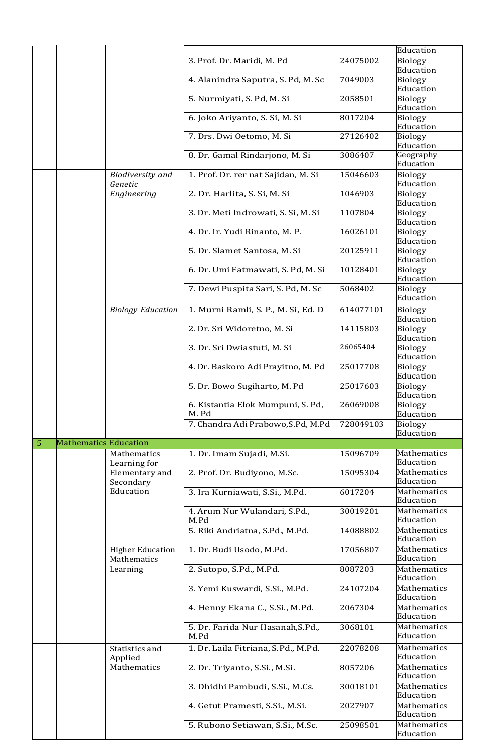| | | | | | Education |
|---|---|---|---|---|---|
| | | | 3. Prof. Dr. Maridi, M. Pd | 24075002 | Biology Education |
| | | | 4. Alanindra Saputra, S. Pd, M. Sc | 7049003 | Biology Education |
| | | | 5. Nurmiyati, S. Pd, M. Si | 2058501 | Biology Education |
| | | | 6. Joko Ariyanto, S. Si, M. Si | 8017204 | Biology Education |
| | | | 7. Drs. Dwi Oetomo, M. Si | 27126402 | Biology Education |
| | | | 8. Dr. Gamal Rindarjono, M. Si | 3086407 | Geography Education |
| | | *Biodiversity and Genetic Engineering* | 1. Prof. Dr. rer nat Sajidan, M. Si | 15046603 | Biology Education |
| | | | 2. Dr. Harlita, S. Si, M. Si | 1046903 | Biology Education |
| | | | 3. Dr. Meti Indrowati, S. Si, M. Si | 1107804 | Biology Education |
| | | | 4. Dr. Ir. Yudi Rinanto, M. P. | 16026101 | Biology Education |
| | | | 5. Dr. Slamet Santosa, M. Si | 20125911 | Biology Education |
| | | | 6. Dr. Umi Fatmawati, S. Pd, M. Si | 10128401 | Biology Education |
| | | | 7. Dewi Puspita Sari, S. Pd, M. Sc | 5068402 | Biology Education |
| | | *Biology Education* | 1. Murni Ramli, S. P., M. Si, Ed. D | 614077101 | Biology Education |
| | | | 2. Dr. Sri Widoretno, M. Si | 14115803 | Biology Education |
| | | | 3. Dr. Sri Dwiastuti, M. Si | 26065404 | Biology Education |
| | | | 4. Dr. Baskoro Adi Prayitno, M. Pd | 25017708 | Biology Education |
| | | | 5. Dr. Bowo Sugiharto, M. Pd | 25017603 | Biology Education |
| | | | 6. Kistantia Elok Mumpuni, S. Pd, M. Pd | 26069008 | Biology Education |
| | | | 7. Chandra Adi Prabowo,S.Pd, M.Pd | 728049103 | Biology Education |
| 5 | Mathematics Education | | | | |
| | | Mathematics Learning for Elementary and Secondary Education | 1. Dr. Imam Sujadi, M.Si. | 15096709 | Mathematics Education |
| | | | 2. Prof. Dr. Budiyono, M.Sc. | 15095304 | Mathematics Education |
| | | | 3. Ira Kurniawati, S.Si., M.Pd. | 6017204 | Mathematics Education |
| | | | 4. Arum Nur Wulandari, S.Pd., M.Pd | 30019201 | Mathematics Education |
| | | | 5. Riki Andriatna, S.Pd., M.Pd. | 14088802 | Mathematics Education |
| | | Higher Education Mathematics Learning | 1. Dr. Budi Usodo, M.Pd. | 17056807 | Mathematics Education |
| | | | 2. Sutopo, S.Pd., M.Pd. | 8087203 | Mathematics Education |
| | | | 3. Yemi Kuswardi, S.Si., M.Pd. | 24107204 | Mathematics Education |
| | | | 4. Henny Ekana C., S.Si., M.Pd. | 2067304 | Mathematics Education |
| | | | 5. Dr. Farida Nur Hasanah,S.Pd., M.Pd | 3068101 | Mathematics Education |
| | | Statistics and Applied Mathematics | 1. Dr. Laila Fitriana, S.Pd., M.Pd. | 22078208 | Mathematics Education |
| | | | 2. Dr. Triyanto, S.Si., M.Si. | 8057206 | Mathematics Education |
| | | | 3. Dhidhi Pambudi, S.Si., M.Cs. | 30018101 | Mathematics Education |
| | | | 4. Getut Pramesti, S.Si., M.Si. | 2027907 | Mathematics Education |
| | | | 5. Rubono Setiawan, S.Si., M.Sc. | 25098501 | Mathematics Education |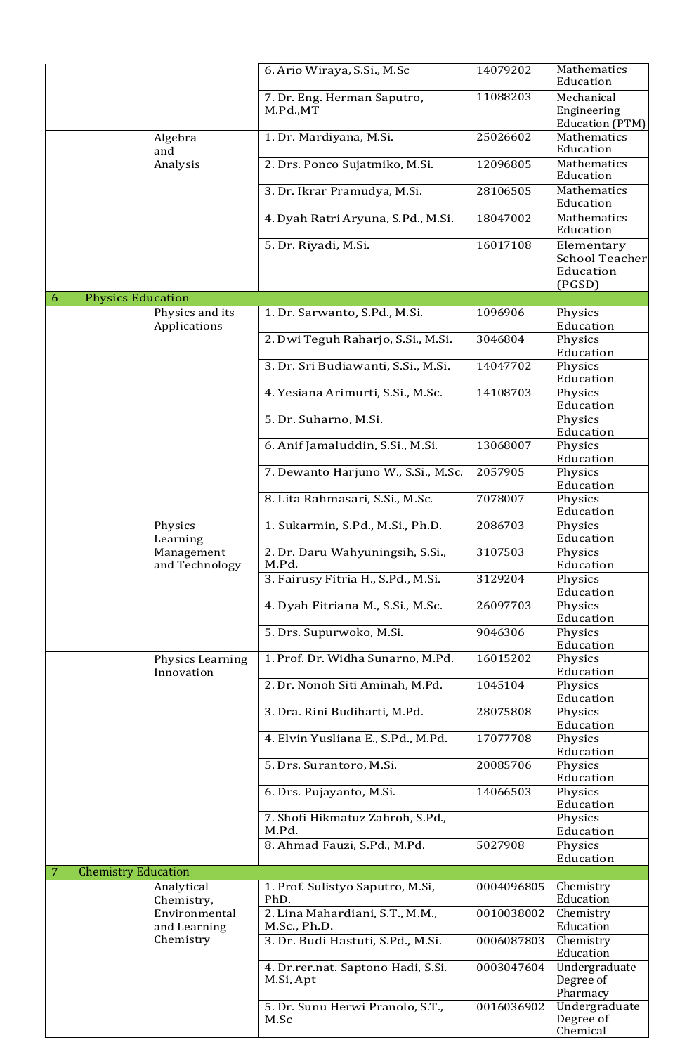| | | | | | |
|---|---|---|---|---|---|
| | | | 6. Ario Wiraya, S.Si., M.Sc | 14079202 | Mathematics Education |
| | | | 7. Dr. Eng. Herman Saputro, M.Pd.,MT | 11088203 | Mechanical Engineering Education (PTM) |
| | | Algebra and Analysis | 1. Dr. Mardiyana, M.Si. | 25026602 | Mathematics Education |
| | | | 2. Drs. Ponco Sujatmiko, M.Si. | 12096805 | Mathematics Education |
| | | | 3. Dr. Ikrar Pramudya, M.Si. | 28106505 | Mathematics Education |
| | | | 4. Dyah Ratri Aryuna, S.Pd., M.Si. | 18047002 | Mathematics Education |
| | | | 5. Dr. Riyadi, M.Si. | 16017108 | Elementary School Teacher Education (PGSD) |
| 6 | Physics Education | | | | |
| | | Physics and its Applications | 1. Dr. Sarwanto, S.Pd., M.Si. | 1096906 | Physics Education |
| | | | 2. Dwi Teguh Raharjo, S.Si., M.Si. | 3046804 | Physics Education |
| | | | 3. Dr. Sri Budiawanti, S.Si., M.Si. | 14047702 | Physics Education |
| | | | 4. Yesiana Arimurti, S.Si., M.Sc. | 14108703 | Physics Education |
| | | | 5. Dr. Suharno, M.Si. | | Physics Education |
| | | | 6. Anif Jamaluddin, S.Si., M.Si. | 13068007 | Physics Education |
| | | | 7. Dewanto Harjuno W., S.Si., M.Sc. | 2057905 | Physics Education |
| | | | 8. Lita Rahmasari, S.Si., M.Sc. | 7078007 | Physics Education |
| | | Physics Learning Management and Technology | 1. Sukarmin, S.Pd., M.Si., Ph.D. | 2086703 | Physics Education |
| | | | 2. Dr. Daru Wahyuningsih, S.Si., M.Pd. | 3107503 | Physics Education |
| | | | 3. Fairusy Fitria H., S.Pd., M.Si. | 3129204 | Physics Education |
| | | | 4. Dyah Fitriana M., S.Si., M.Sc. | 26097703 | Physics Education |
| | | | 5. Drs. Supurwoko, M.Si. | 9046306 | Physics Education |
| | | Physics Learning Innovation | 1. Prof. Dr. Widha Sunarno, M.Pd. | 16015202 | Physics Education |
| | | | 2. Dr. Nonoh Siti Aminah, M.Pd. | 1045104 | Physics Education |
| | | | 3. Dra. Rini Budiharti, M.Pd. | 28075808 | Physics Education |
| | | | 4. Elvin Yusliana E., S.Pd., M.Pd. | 17077708 | Physics Education |
| | | | 5. Drs. Surantoro, M.Si. | 20085706 | Physics Education |
| | | | 6. Drs. Pujayanto, M.Si. | 14066503 | Physics Education |
| | | | 7. Shofi Hikmatuz Zahroh, S.Pd., M.Pd. | | Physics Education |
| | | | 8. Ahmad Fauzi, S.Pd., M.Pd. | 5027908 | Physics Education |
| 7 | Chemistry Education | | | | |
| | | Analytical Chemistry, Environmental and Learning Chemistry | 1. Prof. Sulistyo Saputro, M.Si, PhD. | 0004096805 | Chemistry Education |
| | | | 2. Lina Mahardiani, S.T., M.M., M.Sc., Ph.D. | 0010038002 | Chemistry Education |
| | | | 3. Dr. Budi Hastuti, S.Pd., M.Si. | 0006087803 | Chemistry Education |
| | | | 4. Dr.rer.nat. Saptono Hadi, S.Si. M.Si, Apt | 0003047604 | Undergraduate Degree of Pharmacy |
| | | | 5. Dr. Sunu Herwi Pranolo, S.T., M.Sc | 0016036902 | Undergraduate Degree of Chemical |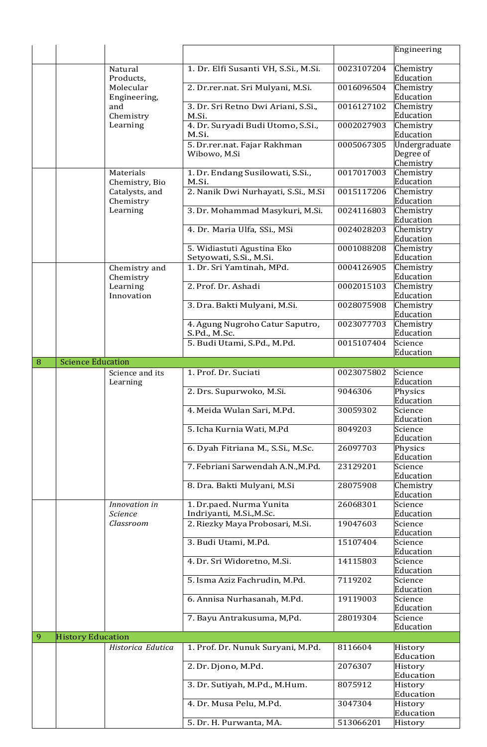| | | | | | |
|---|---|---|---|---|---|
| | | | | | Engineering |
| | | Natural Products, Molecular Engineering, and Chemistry Learning | 1. Dr. Elfi Susanti VH, S.Si., M.Si. | 0023107204 | Chemistry Education |
| | | | 2. Dr.rer.nat. Sri Mulyani, M.Si. | 0016096504 | Chemistry Education |
| | | | 3. Dr. Sri Retno Dwi Ariani, S.Si., M.Si. | 0016127102 | Chemistry Education |
| | | | 4. Dr. Suryadi Budi Utomo, S.Si., M.Si. | 0002027903 | Chemistry Education |
| | | | 5. Dr.rer.nat. Fajar Rakhman Wibowo, M.Si | 0005067305 | Undergraduate Degree of Chemistry |
| | | Materials Chemistry, Bio Catalysts, and Chemistry Learning | 1. Dr. Endang Susilowati, S.Si., M.Si. | 0017017003 | Chemistry Education |
| | | | 2. Nanik Dwi Nurhayati, S.Si., M.Si | 0015117206 | Chemistry Education |
| | | | 3. Dr. Mohammad Masykuri, M.Si. | 0024116803 | Chemistry Education |
| | | | 4. Dr. Maria Ulfa, SSi., MSi | 0024028203 | Chemistry Education |
| | | | 5. Widiastuti Agustina Eko Setyowati, S.Si., M.Si. | 0001088208 | Chemistry Education |
| | | Chemistry and Chemistry Learning Innovation | 1. Dr. Sri Yamtinah, MPd. | 0004126905 | Chemistry Education |
| | | | 2. Prof. Dr. Ashadi | 0002015103 | Chemistry Education |
| | | | 3. Dra. Bakti Mulyani, M.Si. | 0028075908 | Chemistry Education |
| | | | 4. Agung Nugroho Catur Saputro, S.Pd., M.Sc. | 0023077703 | Chemistry Education |
| | | | 5. Budi Utami, S.Pd., M.Pd. | 0015107404 | Science Education |
| 8 | Science Education | | | | |
| | | Science and its Learning | 1. Prof. Dr. Suciati | 0023075802 | Science Education |
| | | | 2. Drs. Supurwoko, M.Si. | 9046306 | Physics Education |
| | | | 4. Meida Wulan Sari, M.Pd. | 30059302 | Science Education |
| | | | 5. Icha Kurnia Wati, M.Pd | 8049203 | Science Education |
| | | | 6. Dyah Fitriana M., S.Si., M.Sc. | 26097703 | Physics Education |
| | | | 7. Febriani Sarwendah A.N.,M.Pd. | 23129201 | Science Education |
| | | | 8. Dra. Bakti Mulyani, M.Si | 28075908 | Chemistry Education |
| | | *Innovation in Science Classroom* | 1. Dr.paed. Nurma Yunita Indriyanti, M.Si.,M.Sc. | 26068301 | Science Education |
| | | | 2. Riezky Maya Probosari, M.Si. | 19047603 | Science Education |
| | | | 3. Budi Utami, M.Pd. | 15107404 | Science Education |
| | | | 4. Dr. Sri Widoretno, M.Si. | 14115803 | Science Education |
| | | | 5. Isma Aziz Fachrudin, M.Pd. | 7119202 | Science Education |
| | | | 6. Annisa Nurhasanah, M.Pd. | 19119003 | Science Education |
| | | | 7. Bayu Antrakusuma, M,Pd. | 28019304 | Science Education |
| 9 | History Education | | | | |
| | | *Historica Edutica* | 1. Prof. Dr. Nunuk Suryani, M.Pd. | 8116604 | History Education |
| | | | 2. Dr. Djono, M.Pd. | 2076307 | History Education |
| | | | 3. Dr. Sutiyah, M.Pd., M.Hum. | 8075912 | History Education |
| | | | 4. Dr. Musa Pelu, M.Pd. | 3047304 | History Education |
| | | | 5. Dr. H. Purwanta, MA. | 513066201 | History |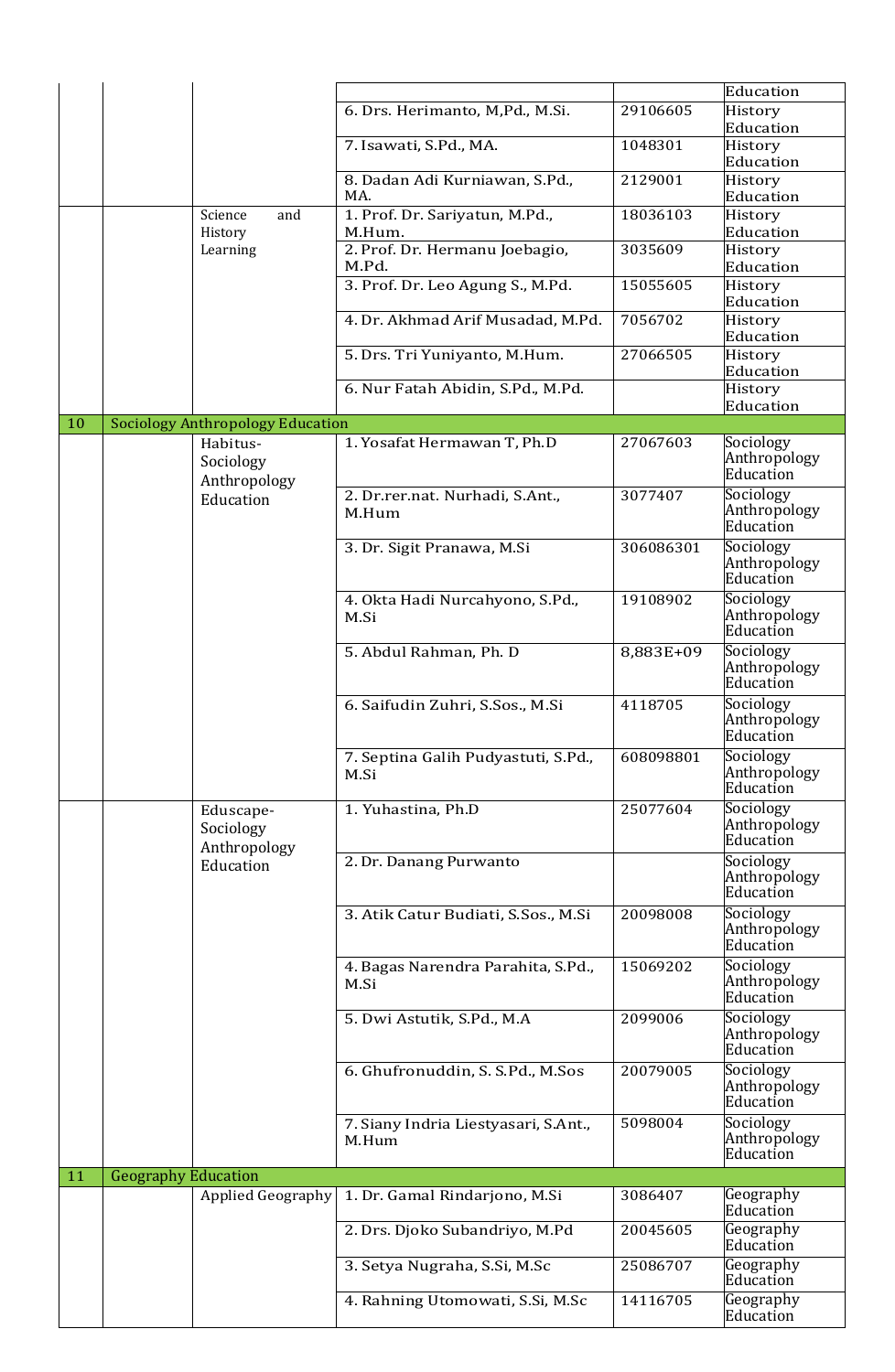| | | | | | |
|---|---|---|---|---|---|
| | | | | | Education |
| | | | 6. Drs. Herimanto, M,Pd., M.Si. | 29106605 | History Education |
| | | | 7. Isawati, S.Pd., MA. | 1048301 | History Education |
| | | | 8. Dadan Adi Kurniawan, S.Pd., MA. | 2129001 | History Education |
| | | Science and History Learning | 1. Prof. Dr. Sariyatun, M.Pd., M.Hum. | 18036103 | History Education |
| | | | 2. Prof. Dr. Hermanu Joebagio, M.Pd. | 3035609 | History Education |
| | | | 3. Prof. Dr. Leo Agung S., M.Pd. | 15055605 | History Education |
| | | | 4. Dr. Akhmad Arif Musadad, M.Pd. | 7056702 | History Education |
| | | | 5. Drs. Tri Yuniyanto, M.Hum. | 27066505 | History Education |
| | | | 6. Nur Fatah Abidin, S.Pd., M.Pd. | | History Education |
| 10 | Sociology Anthropology Education | | | | |
| | | Habitus-Sociology Anthropology Education | 1. Yosafat Hermawan T, Ph.D | 27067603 | Sociology Anthropology Education |
| | | | 2. Dr.rer.nat. Nurhadi, S.Ant., M.Hum | 3077407 | Sociology Anthropology Education |
| | | | 3. Dr. Sigit Pranawa, M.Si | 306086301 | Sociology Anthropology Education |
| | | | 4. Okta Hadi Nurcahyono, S.Pd., M.Si | 19108902 | Sociology Anthropology Education |
| | | | 5. Abdul Rahman, Ph. D | 8,883E+09 | Sociology Anthropology Education |
| | | | 6. Saifudin Zuhri, S.Sos., M.Si | 4118705 | Sociology Anthropology Education |
| | | | 7. Septina Galih Pudyastuti, S.Pd., M.Si | 608098801 | Sociology Anthropology Education |
| | | Eduscape-Sociology Anthropology Education | 1. Yuhastina, Ph.D | 25077604 | Sociology Anthropology Education |
| | | | 2. Dr. Danang Purwanto | | Sociology Anthropology Education |
| | | | 3. Atik Catur Budiati, S.Sos., M.Si | 20098008 | Sociology Anthropology Education |
| | | | 4. Bagas Narendra Parahita, S.Pd., M.Si | 15069202 | Sociology Anthropology Education |
| | | | 5. Dwi Astutik, S.Pd., M.A | 2099006 | Sociology Anthropology Education |
| | | | 6. Ghufronuddin, S. S.Pd., M.Sos | 20079005 | Sociology Anthropology Education |
| | | | 7. Siany Indria Liestyasari, S.Ant., M.Hum | 5098004 | Sociology Anthropology Education |
| 11 | Geography Education | | | | |
| | | Applied Geography | 1. Dr. Gamal Rindarjono, M.Si | 3086407 | Geography Education |
| | | | 2. Drs. Djoko Subandriyo, M.Pd | 20045605 | Geography Education |
| | | | 3. Setya Nugraha, S.Si, M.Sc | 25086707 | Geography Education |
| | | | 4. Rahning Utomowati, S.Si, M.Sc | 14116705 | Geography Education |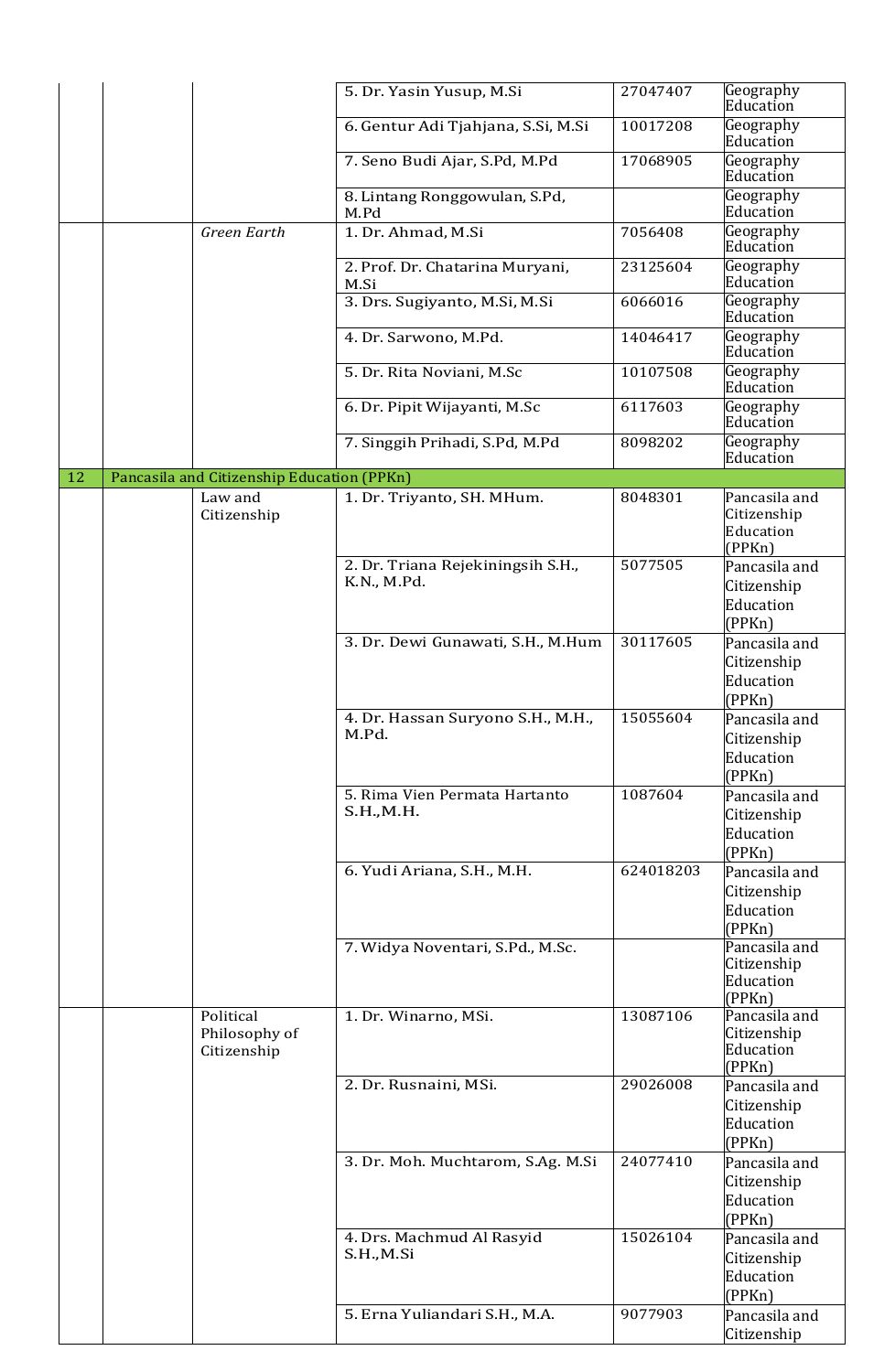| | | | 5. Dr. Yasin Yusup, M.Si | 27047407 | Geography Education |
|---|---|---|---|---|---|
| | | | 6. Gentur Adi Tjahjana, S.Si, M.Si | 10017208 | Geography Education |
| | | | 7. Seno Budi Ajar, S.Pd, M.Pd | 17068905 | Geography Education |
| | | | 8. Lintang Ronggowulan, S.Pd, M.Pd | | Geography Education |
| | | *Green Earth* | 1. Dr. Ahmad, M.Si | 7056408 | Geography Education |
| | | | 2. Prof. Dr. Chatarina Muryani, M.Si | 23125604 | Geography Education |
| | | | 3. Drs. Sugiyanto, M.Si, M.Si | 6066016 | Geography Education |
| | | | 4. Dr. Sarwono, M.Pd. | 14046417 | Geography Education |
| | | | 5. Dr. Rita Noviani, M.Sc | 10107508 | Geography Education |
| | | | 6. Dr. Pipit Wijayanti, M.Sc | 6117603 | Geography Education |
| | | | 7. Singgih Prihadi, S.Pd, M.Pd | 8098202 | Geography Education |
| 12 | Pancasila and Citizenship Education (PPKn) | | | | |
| | | Law and Citizenship | 1. Dr. Triyanto, SH. MHum. | 8048301 | Pancasila and Citizenship Education (PPKn) |
| | | | 2. Dr. Triana Rejekiningsih S.H., K.N., M.Pd. | 5077505 | Pancasila and Citizenship Education (PPKn) |
| | | | 3. Dr. Dewi Gunawati, S.H., M.Hum | 30117605 | Pancasila and Citizenship Education (PPKn) |
| | | | 4. Dr. Hassan Suryono S.H., M.H., M.Pd. | 15055604 | Pancasila and Citizenship Education (PPKn) |
| | | | 5. Rima Vien Permata Hartanto S.H.,M.H. | 1087604 | Pancasila and Citizenship Education (PPKn) |
| | | | 6. Yudi Ariana, S.H., M.H. | 624018203 | Pancasila and Citizenship Education (PPKn) |
| | | | 7. Widya Noventari, S.Pd., M.Sc. | | Pancasila and Citizenship Education (PPKn) |
| | | Political Philosophy of Citizenship | 1. Dr. Winarno, MSi. | 13087106 | Pancasila and Citizenship Education (PPKn) |
| | | | 2. Dr. Rusnaini, MSi. | 29026008 | Pancasila and Citizenship Education (PPKn) |
| | | | 3. Dr. Moh. Muchtarom, S.Ag. M.Si | 24077410 | Pancasila and Citizenship Education (PPKn) |
| | | | 4. Drs. Machmud Al Rasyid S.H.,M.Si | 15026104 | Pancasila and Citizenship Education (PPKn) |
| | | | 5. Erna Yuliandari S.H., M.A. | 9077903 | Pancasila and Citizenship |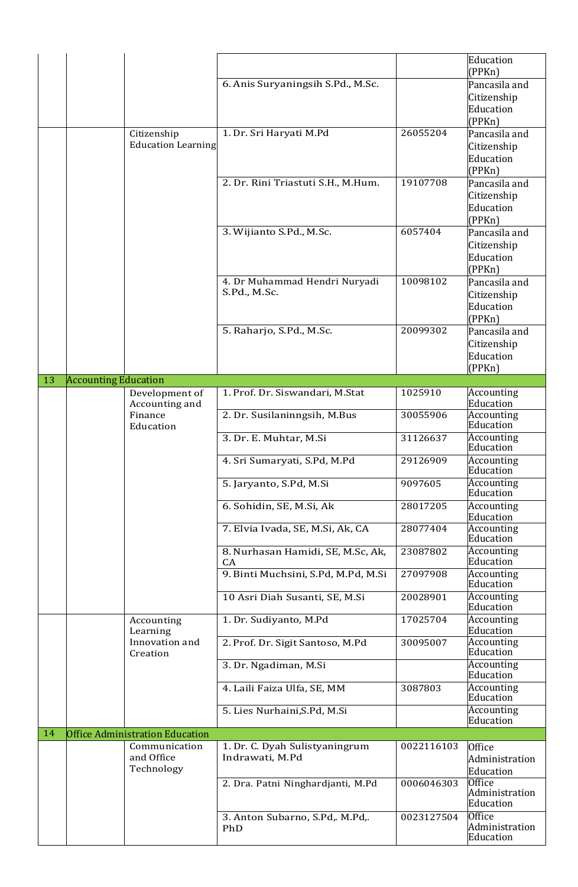| | | | | | |
|---|---|---|---|---|---|
| | | | | | Education (PPKn) |
| | | | 6. Anis Suryaningsih S.Pd., M.Sc. | | Pancasila and Citizenship Education (PPKn) |
| | | Citizenship Education Learning | 1. Dr. Sri Haryati M.Pd | 26055204 | Pancasila and Citizenship Education (PPKn) |
| | | | 2. Dr. Rini Triastuti S.H., M.Hum. | 19107708 | Pancasila and Citizenship Education (PPKn) |
| | | | 3. Wijianto S.Pd., M.Sc. | 6057404 | Pancasila and Citizenship Education (PPKn) |
| | | | 4. Dr Muhammad Hendri Nuryadi S.Pd., M.Sc. | 10098102 | Pancasila and Citizenship Education (PPKn) |
| | | | 5. Raharjo, S.Pd., M.Sc. | 20099302 | Pancasila and Citizenship Education (PPKn) |
| 13 | Accounting Education | | | | |
| | | Development of Accounting and Finance Education | 1. Prof. Dr. Siswandari, M.Stat | 1025910 | Accounting Education |
| | | | 2. Dr. Susilaninngsih, M.Bus | 30055906 | Accounting Education |
| | | | 3. Dr. E. Muhtar, M.Si | 31126637 | Accounting Education |
| | | | 4. Sri Sumaryati, S.Pd, M.Pd | 29126909 | Accounting Education |
| | | | 5. Jaryanto, S.Pd, M.Si | 9097605 | Accounting Education |
| | | | 6. Sohidin, SE, M.Si, Ak | 28017205 | Accounting Education |
| | | | 7. Elvia Ivada, SE, M.Si, Ak, CA | 28077404 | Accounting Education |
| | | | 8. Nurhasan Hamidi, SE, M.Sc, Ak, CA | 23087802 | Accounting Education |
| | | | 9. Binti Muchsini, S.Pd, M.Pd, M.Si | 27097908 | Accounting Education |
| | | | 10 Asri Diah Susanti, SE, M.Si | 20028901 | Accounting Education |
| | | Accounting Learning Innovation and Creation | 1. Dr. Sudiyanto, M.Pd | 17025704 | Accounting Education |
| | | | 2. Prof. Dr. Sigit Santoso, M.Pd | 30095007 | Accounting Education |
| | | | 3. Dr. Ngadiman, M.Si | | Accounting Education |
| | | | 4. Laili Faiza Ulfa, SE, MM | 3087803 | Accounting Education |
| | | | 5. Lies Nurhaini,S.Pd, M.Si | | Accounting Education |
| 14 | Office Administration Education | | | | |
| | | Communication and Office Technology | 1. Dr. C. Dyah Sulistyaningrum Indrawati, M.Pd | 0022116103 | Office Administration Education |
| | | | 2. Dra. Patni Ninghardjanti, M.Pd | 0006046303 | Office Administration Education |
| | | | 3. Anton Subarno, S.Pd,. M.Pd,. PhD | 0023127504 | Office Administration Education |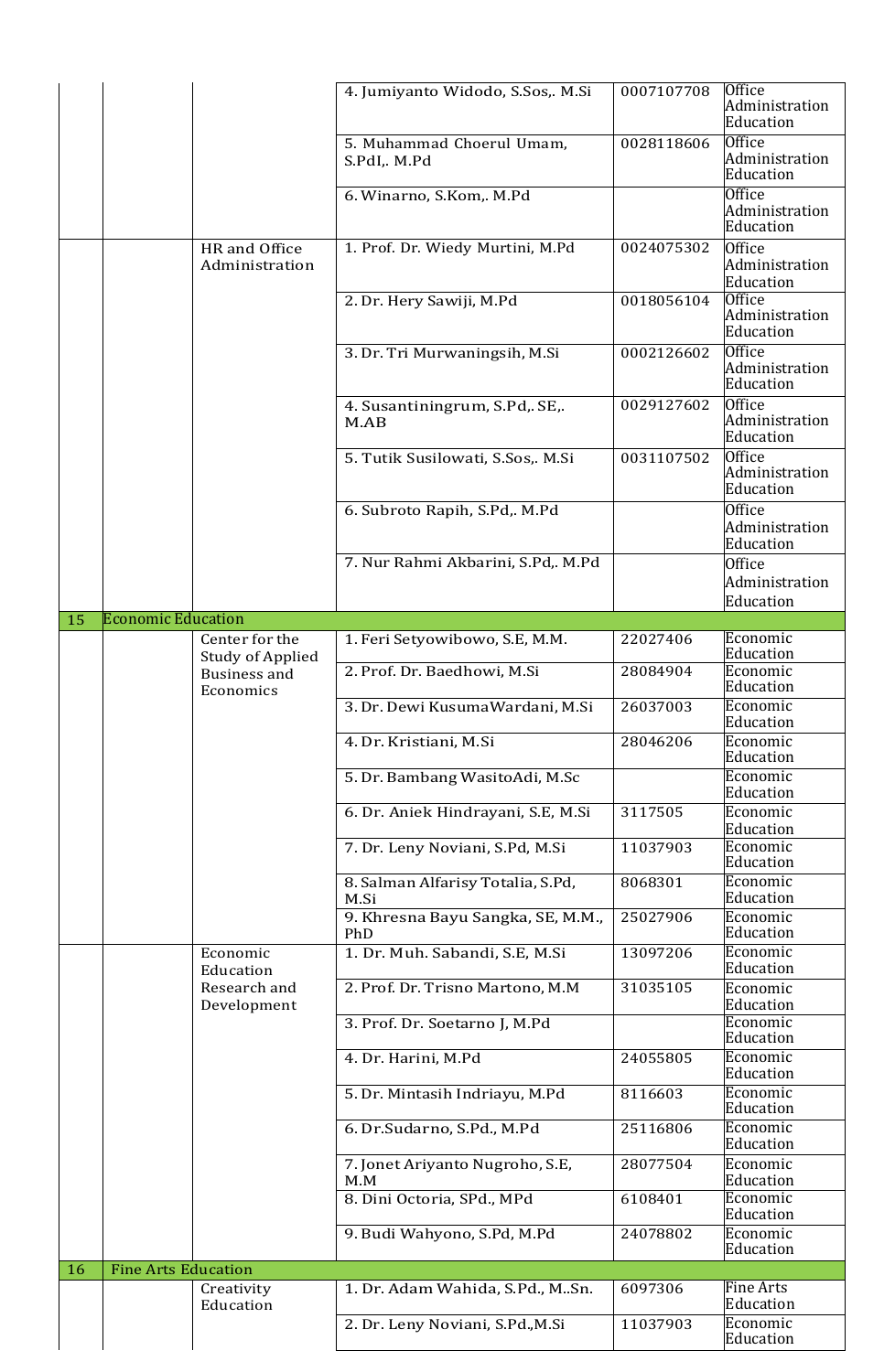| | | | | | |
|---|---|---|---|---|---|
| | | | 4. Jumiyanto Widodo, S.Sos,. M.Si | 0007107708 | Office Administration Education |
| | | | 5. Muhammad Choerul Umam, S.PdI,. M.Pd | 0028118606 | Office Administration Education |
| | | | 6. Winarno, S.Kom,. M.Pd | | Office Administration Education |
| | | HR and Office Administration | 1. Prof. Dr. Wiedy Murtini, M.Pd | 0024075302 | Office Administration Education |
| | | | 2. Dr. Hery Sawiji, M.Pd | 0018056104 | Office Administration Education |
| | | | 3. Dr. Tri Murwaningsih, M.Si | 0002126602 | Office Administration Education |
| | | | 4. Susantiningrum, S.Pd,. SE,. M.AB | 0029127602 | Office Administration Education |
| | | | 5. Tutik Susilowati, S.Sos,. M.Si | 0031107502 | Office Administration Education |
| | | | 6. Subroto Rapih, S.Pd,. M.Pd | | Office Administration Education |
| | | | 7. Nur Rahmi Akbarini, S.Pd,. M.Pd | | Office Administration Education |
| 15 | Economic Education | | | | |
| | | Center for the Study of Applied Business and Economics | 1. Feri Setyowibowo, S.E, M.M. | 22027406 | Economic Education |
| | | | 2. Prof. Dr. Baedhowi, M.Si | 28084904 | Economic Education |
| | | | 3. Dr. Dewi KusumaWardani, M.Si | 26037003 | Economic Education |
| | | | 4. Dr. Kristiani, M.Si | 28046206 | Economic Education |
| | | | 5. Dr. Bambang WasitoAdi, M.Sc | | Economic Education |
| | | | 6. Dr. Aniek Hindrayani, S.E, M.Si | 3117505 | Economic Education |
| | | | 7. Dr. Leny Noviani, S.Pd, M.Si | 11037903 | Economic Education |
| | | | 8. Salman Alfarisy Totalia, S.Pd, M.Si | 8068301 | Economic Education |
| | | | 9. Khresna Bayu Sangka, SE, M.M., PhD | 25027906 | Economic Education |
| | | Economic Education Research and Development | 1. Dr. Muh. Sabandi, S.E, M.Si | 13097206 | Economic Education |
| | | | 2. Prof. Dr. Trisno Martono, M.M | 31035105 | Economic Education |
| | | | 3. Prof. Dr. Soetarno J, M.Pd | | Economic Education |
| | | | 4. Dr. Harini, M.Pd | 24055805 | Economic Education |
| | | | 5. Dr. Mintasih Indriayu, M.Pd | 8116603 | Economic Education |
| | | | 6. Dr.Sudarno, S.Pd., M.Pd | 25116806 | Economic Education |
| | | | 7. Jonet Ariyanto Nugroho, S.E, M.M | 28077504 | Economic Education |
| | | | 8. Dini Octoria, SPd., MPd | 6108401 | Economic Education |
| | | | 9. Budi Wahyono, S.Pd, M.Pd | 24078802 | Economic Education |
| 16 | Fine Arts Education | | | | |
| | | Creativity Education | 1. Dr. Adam Wahida, S.Pd., M..Sn. | 6097306 | Fine Arts Education |
| | | | 2. Dr. Leny Noviani, S.Pd.,M.Si | 11037903 | Economic Education |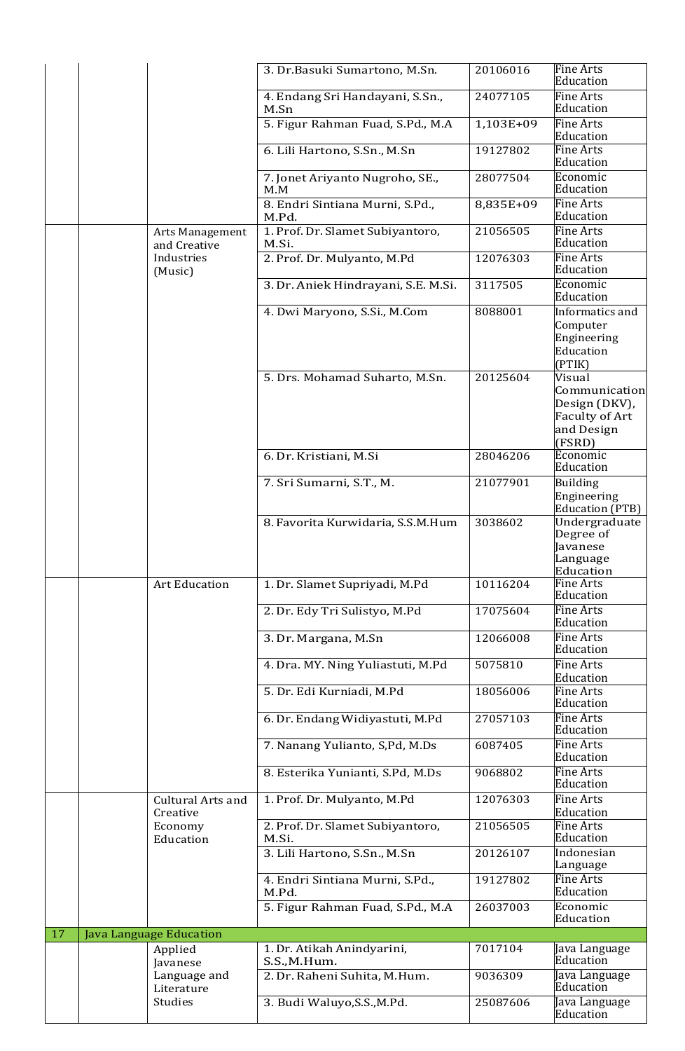| | | | | | |
|---|---|---|---|---|---|
| | | | 3. Dr.Basuki Sumartono, M.Sn. | 20106016 | Fine Arts Education |
| | | | 4. Endang Sri Handayani, S.Sn., M.Sn | 24077105 | Fine Arts Education |
| | | | 5. Figur Rahman Fuad, S.Pd., M.A | 1,103E+09 | Fine Arts Education |
| | | | 6. Lili Hartono, S.Sn., M.Sn | 19127802 | Fine Arts Education |
| | | | 7. Jonet Ariyanto Nugroho, SE., M.M | 28077504 | Economic Education |
| | | | 8. Endri Sintiana Murni, S.Pd., M.Pd. | 8,835E+09 | Fine Arts Education |
| | | Arts Management and Creative Industries (Music) | 1. Prof. Dr. Slamet Subiyantoro, M.Si. | 21056505 | Fine Arts Education |
| | | | 2. Prof. Dr. Mulyanto, M.Pd | 12076303 | Fine Arts Education |
| | | | 3. Dr. Aniek Hindrayani, S.E. M.Si. | 3117505 | Economic Education |
| | | | 4. Dwi Maryono, S.Si., M.Com | 8088001 | Informatics and Computer Engineering Education (PTIK) |
| | | | 5. Drs. Mohamad Suharto, M.Sn. | 20125604 | Visual Communication Design (DKV), Faculty of Art and Design (FSRD) |
| | | | 6. Dr. Kristiani, M.Si | 28046206 | Economic Education |
| | | | 7. Sri Sumarni, S.T., M. | 21077901 | Building Engineering Education (PTB) |
| | | | 8. Favorita Kurwidaria, S.S.M.Hum | 3038602 | Undergraduate Degree of Javanese Language Education |
| | | Art Education | 1. Dr. Slamet Supriyadi, M.Pd | 10116204 | Fine Arts Education |
| | | | 2. Dr. Edy Tri Sulistyo, M.Pd | 17075604 | Fine Arts Education |
| | | | 3. Dr. Margana, M.Sn | 12066008 | Fine Arts Education |
| | | | 4. Dra. MY. Ning Yuliastuti, M.Pd | 5075810 | Fine Arts Education |
| | | | 5. Dr. Edi Kurniadi, M.Pd | 18056006 | Fine Arts Education |
| | | | 6. Dr. Endang Widiyastuti, M.Pd | 27057103 | Fine Arts Education |
| | | | 7. Nanang Yulianto, S,Pd, M.Ds | 6087405 | Fine Arts Education |
| | | | 8. Esterika Yunianti, S.Pd, M.Ds | 9068802 | Fine Arts Education |
| | | Cultural Arts and Creative Economy Education | 1. Prof. Dr. Mulyanto, M.Pd | 12076303 | Fine Arts Education |
| | | | 2. Prof. Dr. Slamet Subiyantoro, M.Si. | 21056505 | Fine Arts Education |
| | | | 3. Lili Hartono, S.Sn., M.Sn | 20126107 | Indonesian Language |
| | | | 4. Endri Sintiana Murni, S.Pd., M.Pd. | 19127802 | Fine Arts Education |
| | | | 5. Figur Rahman Fuad, S.Pd., M.A | 26037003 | Economic Education |
| 17 | Java Language Education | | | | |
| | | Applied Javanese Language and Literature Studies | 1. Dr. Atikah Anindyarini, S.S.,M.Hum. | 7017104 | Java Language Education |
| | | | 2. Dr. Raheni Suhita, M.Hum. | 9036309 | Java Language Education |
| | | | 3. Budi Waluyo,S.S.,M.Pd. | 25087606 | Java Language Education |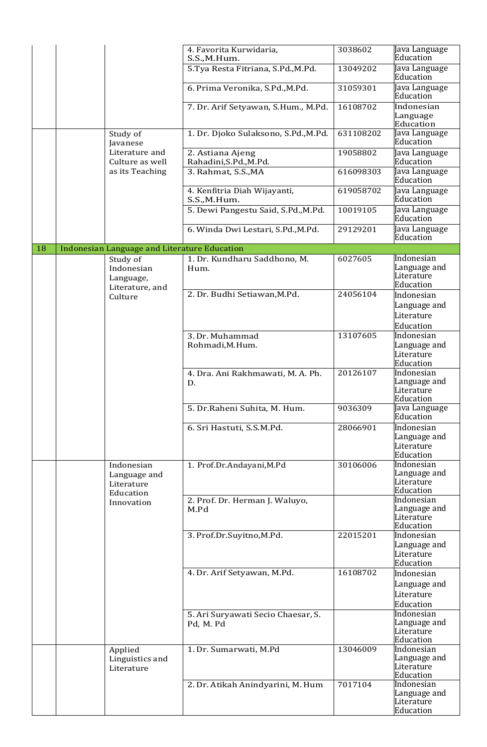| | | | | | |
|---|---|---|---|---|---|
| | | | 4. Favorita Kurwidaria, S.S.,M.Hum. | 3038602 | Java Language Education |
| | | | 5.Tya Resta Fitriana, S.Pd.,M.Pd. | 13049202 | Java Language Education |
| | | | 6. Prima Veronika, S.Pd.,M.Pd. | 31059301 | Java Language Education |
| | | | 7. Dr. Arif Setyawan, S.Hum., M.Pd. | 16108702 | Indonesian Language Education |
| | | Study of Javanese Literature and Culture as well as its Teaching | 1. Dr. Djoko Sulaksono, S.Pd.,M.Pd. | 631108202 | Java Language Education |
| | | | 2. Astiana Ajeng Rahadini,S.Pd.,M.Pd. | 19058802 | Java Language Education |
| | | | 3. Rahmat, S.S.,MA | 616098303 | Java Language Education |
| | | | 4. Kenfitria Diah Wijayanti, S.S.,M.Hum. | 619058702 | Java Language Education |
| | | | 5. Dewi Pangestu Said, S.Pd.,M.Pd. | 10019105 | Java Language Education |
| | | | 6. Winda Dwi Lestari, S.Pd.,M.Pd. | 29129201 | Java Language Education |
| 18 | Indonesian Language and Literature Education | | | | |
| | | Study of Indonesian Language, Literature, and Culture | 1. Dr. Kundharu Saddhono, M. Hum. | 6027605 | Indonesian Language and Literature Education |
| | | | 2. Dr. Budhi Setiawan,M.Pd. | 24056104 | Indonesian Language and Literature Education |
| | | | 3. Dr. Muhammad Rohmadi,M.Hum. | 13107605 | Indonesian Language and Literature Education |
| | | | 4. Dra. Ani Rakhmawati, M. A. Ph. D. | 20126107 | Indonesian Language and Literature Education |
| | | | 5. Dr.Raheni Suhita, M. Hum. | 9036309 | Java Language Education |
| | | | 6. Sri Hastuti, S.S.M.Pd. | 28066901 | Indonesian Language and Literature Education |
| | | Indonesian Language and Literature Education Innovation | 1. Prof.Dr.Andayani,M.Pd | 30106006 | Indonesian Language and Literature Education |
| | | | 2. Prof. Dr. Herman J. Waluyo, M.Pd | | Indonesian Language and Literature Education |
| | | | 3. Prof.Dr.Suyitno,M.Pd. | 22015201 | Indonesian Language and Literature Education |
| | | | 4. Dr. Arif Setyawan, M.Pd. | 16108702 | Indonesian Language and Literature Education |
| | | | 5. Ari Suryawati Secio Chaesar, S. Pd, M. Pd | | Indonesian Language and Literature Education |
| | | Applied Linguistics and Literature | 1. Dr. Sumarwati, M.Pd | 13046009 | Indonesian Language and Literature Education |
| | | | 2. Dr. Atikah Anindyarini, M. Hum | 7017104 | Indonesian Language and Literature Education |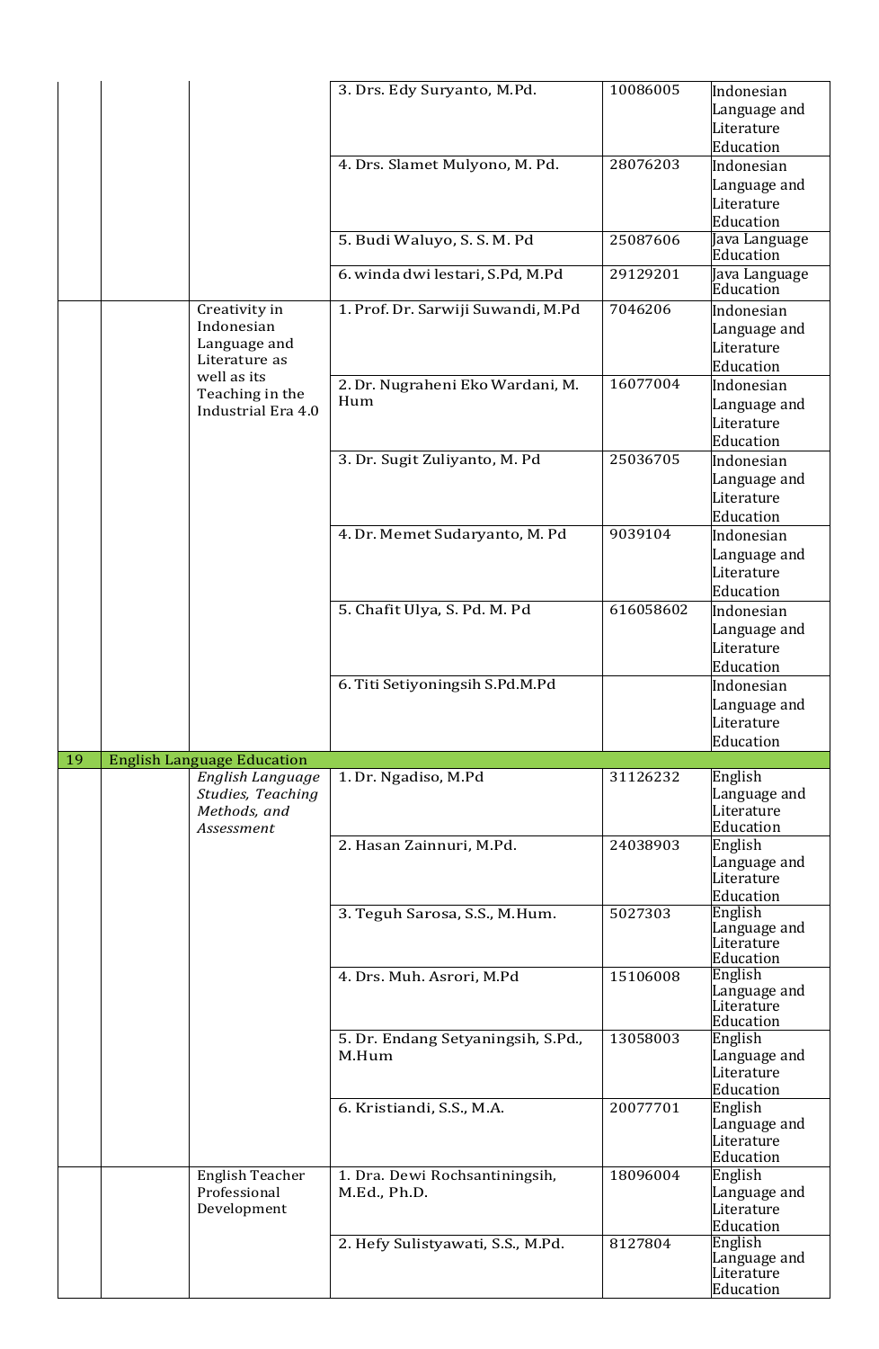| | | | | | |
|---|---|---|---|---|---|
| | | | 3. Drs. Edy Suryanto, M.Pd. | 10086005 | Indonesian Language and Literature Education |
| | | | 4. Drs. Slamet Mulyono, M. Pd. | 28076203 | Indonesian Language and Literature Education |
| | | | 5. Budi Waluyo, S. S. M. Pd | 25087606 | Java Language Education |
| | | | 6. winda dwi lestari, S.Pd, M.Pd | 29129201 | Java Language Education |
| | | Creativity in Indonesian Language and Literature as well as its Teaching in the Industrial Era 4.0 | 1. Prof. Dr. Sarwiji Suwandi, M.Pd | 7046206 | Indonesian Language and Literature Education |
| | | | 2. Dr. Nugraheni Eko Wardani, M. Hum | 16077004 | Indonesian Language and Literature Education |
| | | | 3. Dr. Sugit Zuliyanto, M. Pd | 25036705 | Indonesian Language and Literature Education |
| | | | 4. Dr. Memet Sudaryanto, M. Pd | 9039104 | Indonesian Language and Literature Education |
| | | | 5. Chafit Ulya, S. Pd. M. Pd | 616058602 | Indonesian Language and Literature Education |
| | | | 6. Titi Setiyoningsih S.Pd.M.Pd | | Indonesian Language and Literature Education |
| 19 | English Language Education | | | | |
| | | *English Language Studies, Teaching Methods, and Assessment* | 1. Dr. Ngadiso, M.Pd | 31126232 | English Language and Literature Education |
| | | | 2. Hasan Zainnuri, M.Pd. | 24038903 | English Language and Literature Education |
| | | | 3. Teguh Sarosa, S.S., M.Hum. | 5027303 | English Language and Literature Education |
| | | | 4. Drs. Muh. Asrori, M.Pd | 15106008 | English Language and Literature Education |
| | | | 5. Dr. Endang Setyaningsih, S.Pd., M.Hum | 13058003 | English Language and Literature Education |
| | | | 6. Kristiandi, S.S., M.A. | 20077701 | English Language and Literature Education |
| | | English Teacher Professional Development | 1. Dra. Dewi Rochsantiningsih, M.Ed., Ph.D. | 18096004 | English Language and Literature Education |
| | | | 2. Hefy Sulistyawati, S.S., M.Pd. | 8127804 | English Language and Literature Education |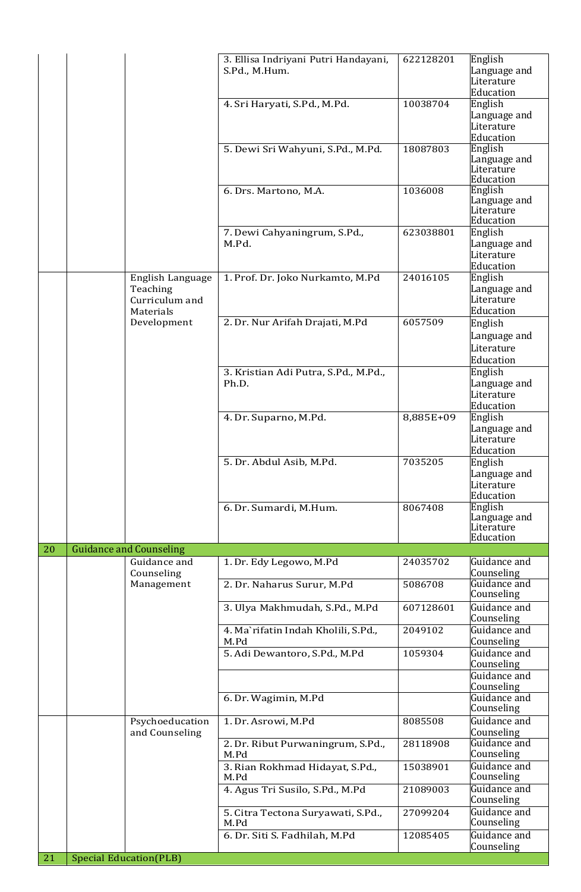| | | | | | |
|---|---|---|---|---|---|
| | | | 3. Ellisa Indriyani Putri Handayani, S.Pd., M.Hum. | 622128201 | English Language and Literature Education |
| | | | 4. Sri Haryati, S.Pd., M.Pd. | 10038704 | English Language and Literature Education |
| | | | 5. Dewi Sri Wahyuni, S.Pd., M.Pd. | 18087803 | English Language and Literature Education |
| | | | 6. Drs. Martono, M.A. | 1036008 | English Language and Literature Education |
| | | | 7. Dewi Cahyaningrum, S.Pd., M.Pd. | 623038801 | English Language and Literature Education |
| | | English Language Teaching Curriculum and Materials Development | 1. Prof. Dr. Joko Nurkamto, M.Pd | 24016105 | English Language and Literature Education |
| | | | 2. Dr. Nur Arifah Drajati, M.Pd | 6057509 | English Language and Literature Education |
| | | | 3. Kristian Adi Putra, S.Pd., M.Pd., Ph.D. | | English Language and Literature Education |
| | | | 4. Dr. Suparno, M.Pd. | 8,885E+09 | English Language and Literature Education |
| | | | 5. Dr. Abdul Asib, M.Pd. | 7035205 | English Language and Literature Education |
| | | | 6. Dr. Sumardi, M.Hum. | 8067408 | English Language and Literature Education |
| 20 | Guidance and Counseling | | | | |
| | | Guidance and Counseling Management | 1. Dr. Edy Legowo, M.Pd | 24035702 | Guidance and Counseling |
| | | | 2. Dr. Naharus Surur, M.Pd | 5086708 | Guidance and Counseling |
| | | | 3. Ulya Makhmudah, S.Pd., M.Pd | 607128601 | Guidance and Counseling |
| | | | 4. Ma`rifatin Indah Kholili, S.Pd., M.Pd | 2049102 | Guidance and Counseling |
| | | | 5. Adi Dewantoro, S.Pd., M.Pd | 1059304 | Guidance and Counseling |
| | | | | | Guidance and Counseling |
| | | | 6. Dr. Wagimin, M.Pd | | Guidance and Counseling |
| | | Psychoeducation and Counseling | 1. Dr. Asrowi, M.Pd | 8085508 | Guidance and Counseling |
| | | | 2. Dr. Ribut Purwaningrum, S.Pd., M.Pd | 28118908 | Guidance and Counseling |
| | | | 3. Rian Rokhmad Hidayat, S.Pd., M.Pd | 15038901 | Guidance and Counseling |
| | | | 4. Agus Tri Susilo, S.Pd., M.Pd | 21089003 | Guidance and Counseling |
| | | | 5. Citra Tectona Suryawati, S.Pd., M.Pd | 27099204 | Guidance and Counseling |
| | | | 6. Dr. Siti S. Fadhilah, M.Pd | 12085405 | Guidance and Counseling |
| 21 | Special Education(PLB) | | | | |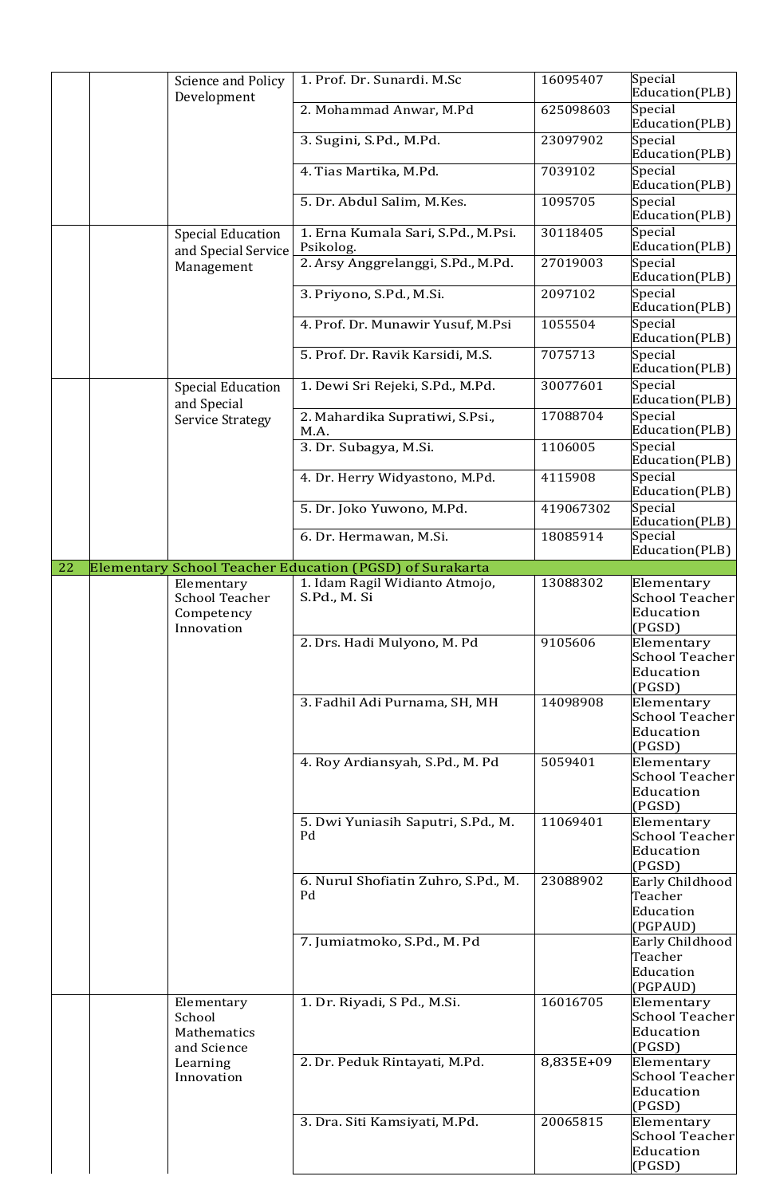| | | | | | |
|---|---|---|---|---|---|
| | | Science and Policy Development | 1. Prof. Dr. Sunardi. M.Sc | 16095407 | Special Education(PLB) |
| | | | 2. Mohammad Anwar, M.Pd | 625098603 | Special Education(PLB) |
| | | | 3. Sugini, S.Pd., M.Pd. | 23097902 | Special Education(PLB) |
| | | | 4. Tias Martika, M.Pd. | 7039102 | Special Education(PLB) |
| | | | 5. Dr. Abdul Salim, M.Kes. | 1095705 | Special Education(PLB) |
| | | Special Education and Special Service Management | 1. Erna Kumala Sari, S.Pd., M.Psi. Psikolog. | 30118405 | Special Education(PLB) |
| | | | 2. Arsy Anggrelanggi, S.Pd., M.Pd. | 27019003 | Special Education(PLB) |
| | | | 3. Priyono, S.Pd., M.Si. | 2097102 | Special Education(PLB) |
| | | | 4. Prof. Dr. Munawir Yusuf, M.Psi | 1055504 | Special Education(PLB) |
| | | | 5. Prof. Dr. Ravik Karsidi, M.S. | 7075713 | Special Education(PLB) |
| | | Special Education and Special Service Strategy | 1. Dewi Sri Rejeki, S.Pd., M.Pd. | 30077601 | Special Education(PLB) |
| | | | 2. Mahardika Supratiwi, S.Psi., M.A. | 17088704 | Special Education(PLB) |
| | | | 3. Dr. Subagya, M.Si. | 1106005 | Special Education(PLB) |
| | | | 4. Dr. Herry Widyastono, M.Pd. | 4115908 | Special Education(PLB) |
| | | | 5. Dr. Joko Yuwono, M.Pd. | 419067302 | Special Education(PLB) |
| | | | 6. Dr. Hermawan, M.Si. | 18085914 | Special Education(PLB) |
| 22 | Elementary School Teacher Education (PGSD) of Surakarta | | | | |
| | | Elementary School Teacher Competency Innovation | 1. Idam Ragil Widianto Atmojo, S.Pd., M. Si | 13088302 | Elementary School Teacher Education (PGSD) |
| | | | 2. Drs. Hadi Mulyono, M. Pd | 9105606 | Elementary School Teacher Education (PGSD) |
| | | | 3. Fadhil Adi Purnama, SH, MH | 14098908 | Elementary School Teacher Education (PGSD) |
| | | | 4. Roy Ardiansyah, S.Pd., M. Pd | 5059401 | Elementary School Teacher Education (PGSD) |
| | | | 5. Dwi Yuniasih Saputri, S.Pd., M. Pd | 11069401 | Elementary School Teacher Education (PGSD) |
| | | | 6. Nurul Shofiatin Zuhro, S.Pd., M. Pd | 23088902 | Early Childhood Teacher Education (PGPAUD) |
| | | | 7. Jumiatmoko, S.Pd., M. Pd | | Early Childhood Teacher Education (PGPAUD) |
| | | Elementary School Mathematics and Science Learning Innovation | 1. Dr. Riyadi, S Pd., M.Si. | 16016705 | Elementary School Teacher Education (PGSD) |
| | | | 2. Dr. Peduk Rintayati, M.Pd. | 8,835E+09 | Elementary School Teacher Education (PGSD) |
| | | | 3. Dra. Siti Kamsiyati, M.Pd. | 20065815 | Elementary School Teacher Education (PGSD) |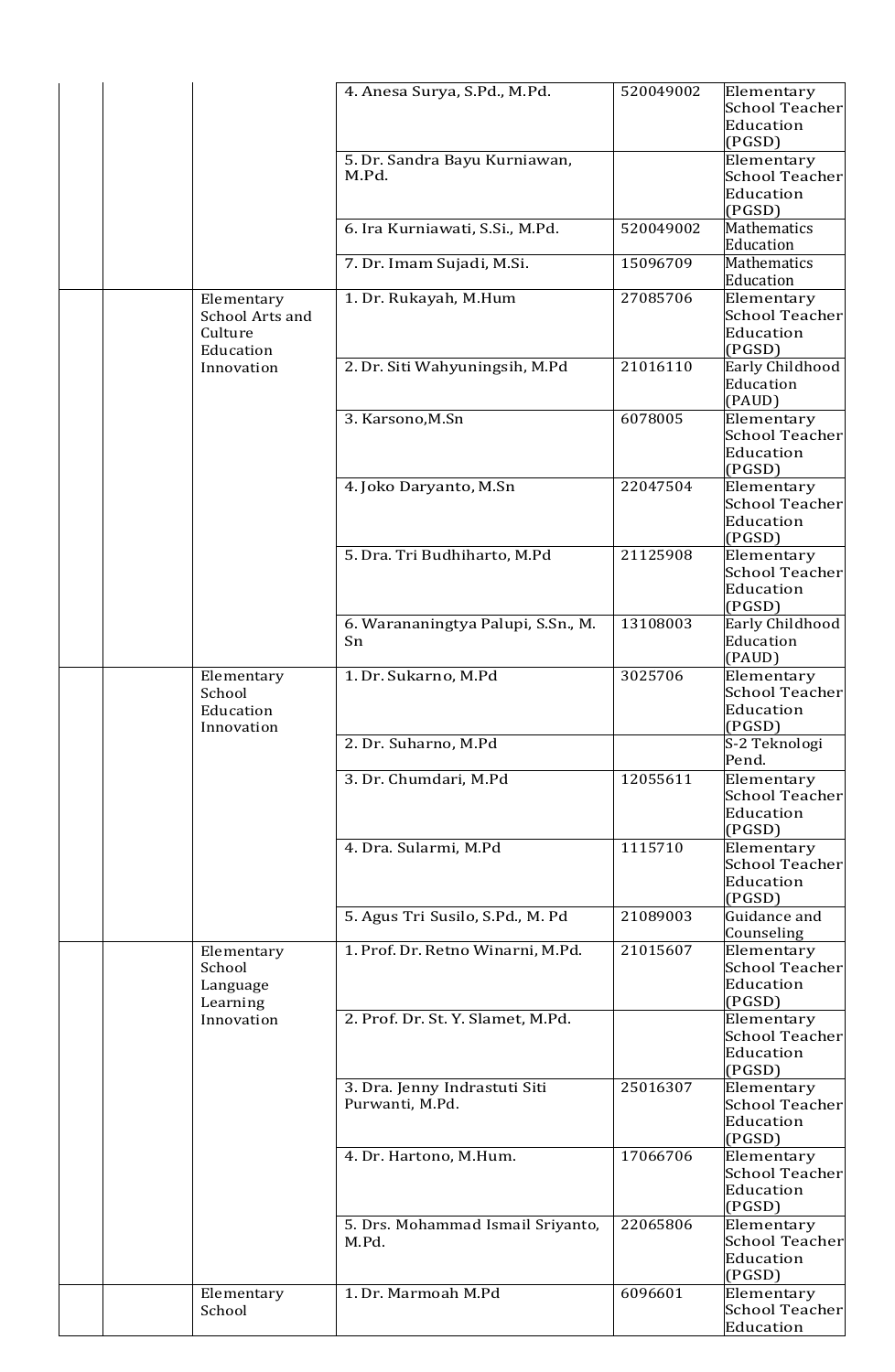| | | | | | |
|---|---|---|---|---|---|
| | | | 4. Anesa Surya, S.Pd., M.Pd. | 520049002 | Elementary School Teacher Education (PGSD) |
| | | | 5. Dr. Sandra Bayu Kurniawan, M.Pd. | | Elementary School Teacher Education (PGSD) |
| | | | 6. Ira Kurniawati, S.Si., M.Pd. | 520049002 | Mathematics Education |
| | | | 7. Dr. Imam Sujadi, M.Si. | 15096709 | Mathematics Education |
| | | Elementary School Arts and Culture Education Innovation | 1. Dr. Rukayah, M.Hum | 27085706 | Elementary School Teacher Education (PGSD) |
| | | | 2. Dr. Siti Wahyuningsih, M.Pd | 21016110 | Early Childhood Education (PAUD) |
| | | | 3. Karsono,M.Sn | 6078005 | Elementary School Teacher Education (PGSD) |
| | | | 4. Joko Daryanto, M.Sn | 22047504 | Elementary School Teacher Education (PGSD) |
| | | | 5. Dra. Tri Budhiharto, M.Pd | 21125908 | Elementary School Teacher Education (PGSD) |
| | | | 6. Warananingtya Palupi, S.Sn., M. Sn | 13108003 | Early Childhood Education (PAUD) |
| | | Elementary School Education Innovation | 1. Dr. Sukarno, M.Pd | 3025706 | Elementary School Teacher Education (PGSD) |
| | | | 2. Dr. Suharno, M.Pd | | S-2 Teknologi Pend. |
| | | | 3. Dr. Chumdari, M.Pd | 12055611 | Elementary School Teacher Education (PGSD) |
| | | | 4. Dra. Sularmi, M.Pd | 1115710 | Elementary School Teacher Education (PGSD) |
| | | | 5. Agus Tri Susilo, S.Pd., M. Pd | 21089003 | Guidance and Counseling |
| | | Elementary School Language Learning Innovation | 1. Prof. Dr. Retno Winarni, M.Pd. | 21015607 | Elementary School Teacher Education (PGSD) |
| | | | 2. Prof. Dr. St. Y. Slamet, M.Pd. | | Elementary School Teacher Education (PGSD) |
| | | | 3. Dra. Jenny Indrastuti Siti Purwanti, M.Pd. | 25016307 | Elementary School Teacher Education (PGSD) |
| | | | 4. Dr. Hartono, M.Hum. | 17066706 | Elementary School Teacher Education (PGSD) |
| | | | 5. Drs. Mohammad Ismail Sriyanto, M.Pd. | 22065806 | Elementary School Teacher Education (PGSD) |
| | | Elementary School | 1. Dr. Marmoah M.Pd | 6096601 | Elementary School Teacher Education |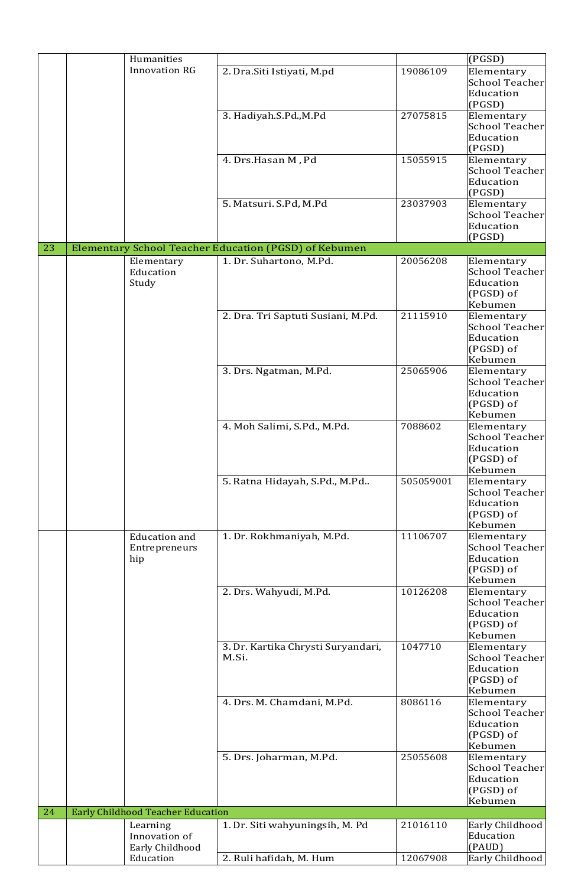| | | | | | |
|---|---|---|---|---|---|
| | | Humanities Innovation RG | | | (PGSD) |
| | | | 2. Dra.Siti Istiyati, M.pd | 19086109 | Elementary School Teacher Education (PGSD) |
| | | | 3. Hadiyah.S.Pd.,M.Pd | 27075815 | Elementary School Teacher Education (PGSD) |
| | | | 4. Drs.Hasan M , Pd | 15055915 | Elementary School Teacher Education (PGSD) |
| | | | 5. Matsuri. S.Pd, M.Pd | 23037903 | Elementary School Teacher Education (PGSD) |
| 23 | Elementary School Teacher Education (PGSD) of Kebumen | | | | |
| | | Elementary Education Study | 1. Dr. Suhartono, M.Pd. | 20056208 | Elementary School Teacher Education (PGSD) of Kebumen |
| | | | 2. Dra. Tri Saptuti Susiani, M.Pd. | 21115910 | Elementary School Teacher Education (PGSD) of Kebumen |
| | | | 3. Drs. Ngatman, M.Pd. | 25065906 | Elementary School Teacher Education (PGSD) of Kebumen |
| | | | 4. Moh Salimi, S.Pd., M.Pd. | 7088602 | Elementary School Teacher Education (PGSD) of Kebumen |
| | | | 5. Ratna Hidayah, S.Pd., M.Pd.. | 505059001 | Elementary School Teacher Education (PGSD) of Kebumen |
| | | Education and Entrepreneurs hip | 1. Dr. Rokhmaniyah, M.Pd. | 11106707 | Elementary School Teacher Education (PGSD) of Kebumen |
| | | | 2. Drs. Wahyudi, M.Pd. | 10126208 | Elementary School Teacher Education (PGSD) of Kebumen |
| | | | 3. Dr. Kartika Chrysti Suryandari, M.Si. | 1047710 | Elementary School Teacher Education (PGSD) of Kebumen |
| | | | 4. Drs. M. Chamdani, M.Pd. | 8086116 | Elementary School Teacher Education (PGSD) of Kebumen |
| | | | 5. Drs. Joharman, M.Pd. | 25055608 | Elementary School Teacher Education (PGSD) of Kebumen |
| 24 | Early Childhood Teacher Education | | | | |
| | | Learning Innovation of Early Childhood Education | 1. Dr. Siti wahyuningsih, M. Pd | 21016110 | Early Childhood Education (PAUD) |
| | | | 2. Ruli hafidah, M. Hum | 12067908 | Early Childhood |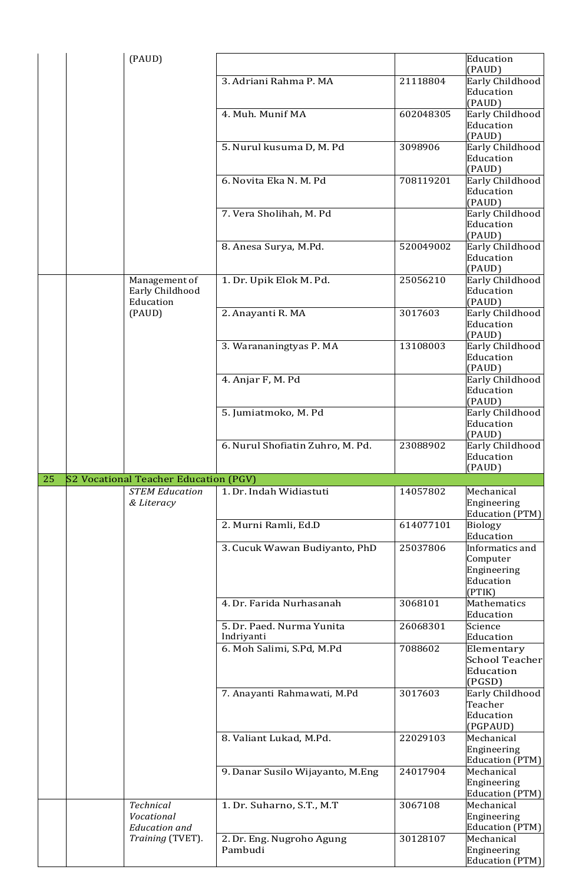| | | | | | |
|---|---|---|---|---|---|
| | | (PAUD) | | | Education (PAUD) |
| | | | 3. Adriani Rahma P. MA | 21118804 | Early Childhood Education (PAUD) |
| | | | 4. Muh. Munif MA | 602048305 | Early Childhood Education (PAUD) |
| | | | 5. Nurul kusuma D, M. Pd | 3098906 | Early Childhood Education (PAUD) |
| | | | 6. Novita Eka N. M. Pd | 708119201 | Early Childhood Education (PAUD) |
| | | | 7. Vera Sholihah, M. Pd | | Early Childhood Education (PAUD) |
| | | | 8. Anesa Surya, M.Pd. | 520049002 | Early Childhood Education (PAUD) |
| | | Management of Early Childhood Education (PAUD) | 1. Dr. Upik Elok M. Pd. | 25056210 | Early Childhood Education (PAUD) |
| | | | 2. Anayanti R. MA | 3017603 | Early Childhood Education (PAUD) |
| | | | 3. Warananingtyas P. MA | 13108003 | Early Childhood Education (PAUD) |
| | | | 4. Anjar F, M. Pd | | Early Childhood Education (PAUD) |
| | | | 5. Jumiatmoko, M. Pd | | Early Childhood Education (PAUD) |
| | | | 6. Nurul Shofiatin Zuhro, M. Pd. | 23088902 | Early Childhood Education (PAUD) |
| 25 | S2 Vocational Teacher Education (PGV) | | | | |
| | | *STEM Education & Literacy* | 1. Dr. Indah Widiastuti | 14057802 | Mechanical Engineering Education (PTM) |
| | | | 2. Murni Ramli, Ed.D | 614077101 | Biology Education |
| | | | 3. Cucuk Wawan Budiyanto, PhD | 25037806 | Informatics and Computer Engineering Education (PTIK) |
| | | | 4. Dr. Farida Nurhasanah | 3068101 | Mathematics Education |
| | | | 5. Dr. Paed. Nurma Yunita Indriyanti | 26068301 | Science Education |
| | | | 6. Moh Salimi, S.Pd, M.Pd | 7088602 | Elementary School Teacher Education (PGSD) |
| | | | 7. Anayanti Rahmawati, M.Pd | 3017603 | Early Childhood Teacher Education (PGPAUD) |
| | | | 8. Valiant Lukad, M.Pd. | 22029103 | Mechanical Engineering Education (PTM) |
| | | | 9. Danar Susilo Wijayanto, M.Eng | 24017904 | Mechanical Engineering Education (PTM) |
| | | *Technical Vocational Education and Training* (TVET). | 1. Dr. Suharno, S.T., M.T | 3067108 | Mechanical Engineering Education (PTM) |
| | | | 2. Dr. Eng. Nugroho Agung Pambudi | 30128107 | Mechanical Engineering Education (PTM) |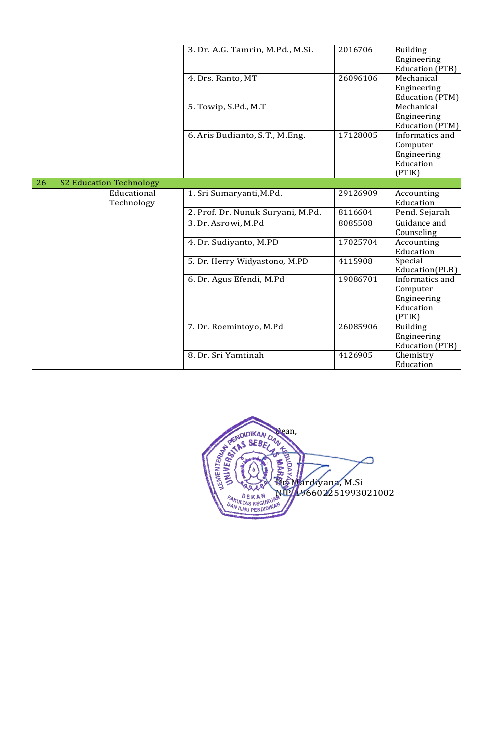| | | | | | |
|---|---|---|---|---|---|
| | | | 3. Dr. A.G. Tamrin, M.Pd., M.Si. | 2016706 | Building Engineering Education (PTB) |
| | | | 4. Drs. Ranto, MT | 26096106 | Mechanical Engineering Education (PTM) |
| | | | 5. Towip, S.Pd., M.T | | Mechanical Engineering Education (PTM) |
| | | | 6. Aris Budianto, S.T., M.Eng. | 17128005 | Informatics and Computer Engineering Education (PTIK) |
| 26 | S2 Education Technology | | | | |
| | | Educational Technology | 1. Sri Sumaryanti,M.Pd. | 29126909 | Accounting Education |
| | | | 2. Prof. Dr. Nunuk Suryani, M.Pd. | 8116604 | Pend. Sejarah |
| | | | 3. Dr. Asrowi, M.Pd | 8085508 | Guidance and Counseling |
| | | | 4. Dr. Sudiyanto, M.PD | 17025704 | Accounting Education |
| | | | 5. Dr. Herry Widyastono, M.PD | 4115908 | Special Education(PLB) |
| | | | 6. Dr. Agus Efendi, M.Pd | 19086701 | Informatics and Computer Engineering Education (PTIK) |
| | | | 7. Dr. Roemintoyo, M.Pd | 26085906 | Building Engineering Education (PTB) |
| | | | 8. Dr. Sri Yamtinah | 4126905 | Chemistry Education |

Dean,

KEMENTERIAN PENDIDIKAN DAN KEBUDAYAAN UNIVERSITAS SEBELAS MARET DEKAN FAKULTAS KEGURUAN DAN ILMU PENDIDIKAN

Dr. Mardiyana, M.Si
NIP. 196602251993021002